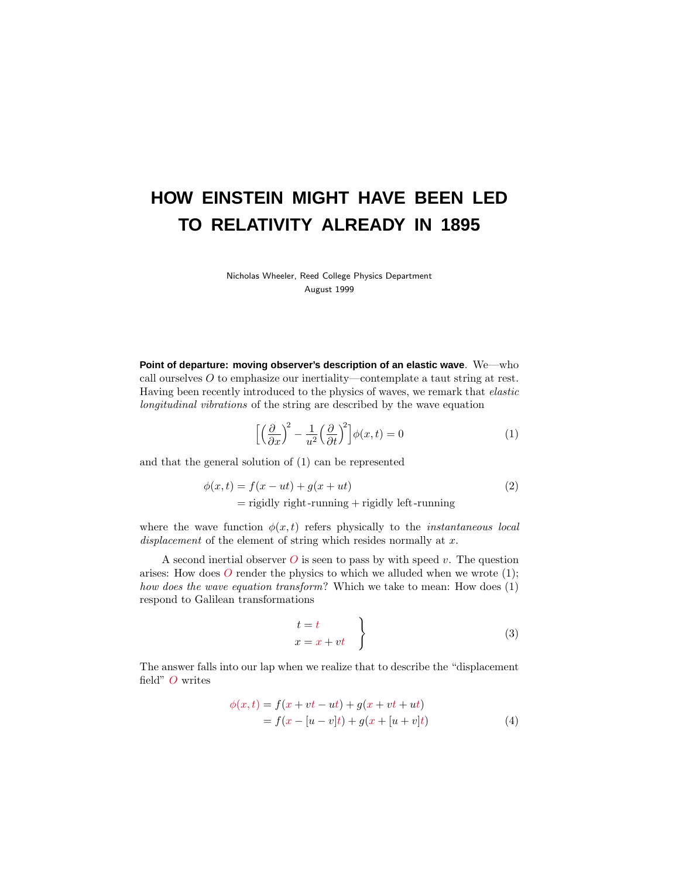// Rendering note: the source distinguishes the second observer's quantities in red; that color cannot be reproduced here (in the source, red marks the second observer's quantities, e.g. the O in "A second inertial observer O").

# HOW EINSTEIN MIGHT HAVE BEEN LED TO RELATIVITY ALREADY IN 1895

Nicholas Wheeler, Reed College Physics Department
August 1999

**Point of departure: moving observer's description of an elastic wave.** We—who call ourselves $O$ to emphasize our inertiality—contemplate a taut string at rest. Having been recently introduced to the physics of waves, we remark that *elastic longitudinal vibrations* of the string are described by the wave equation

$$\Big[\Big(\frac{\partial}{\partial x}\Big)^2 - \frac{1}{u^2}\Big(\frac{\partial}{\partial t}\Big)^2\Big]\phi(x,t) = 0 \tag{1}$$

and that the general solution of (1) can be represented

$$\begin{aligned}\phi(x,t) &= f(x-ut) + g(x+ut) \\ &= \text{rigidly right-running} + \text{rigidly left-running}\end{aligned} \tag{2}$$

where the wave function $\phi(x,t)$ refers physically to the *instantaneous local displacement* of the element of string which resides normally at $x$.

A second inertial observer $O$ is seen to pass by with speed $v$. The question arises: How does $O$ render the physics to which we alluded when we wrote (1); *how does the wave equation transform*? Which we take to mean: How does (1) respond to Galilean transformations

$$\left.\begin{aligned} t &= t \\ x &= x + vt \end{aligned}\right\} \tag{3}$$

The answer falls into our lap when we realize that to describe the "displacement field" $O$ writes

$$\begin{aligned}\phi(x,t) &= f(x + vt - ut) + g(x + vt + ut) \\ &= f(x - [u-v]t) + g(x + [u+v]t)\end{aligned} \tag{4}$$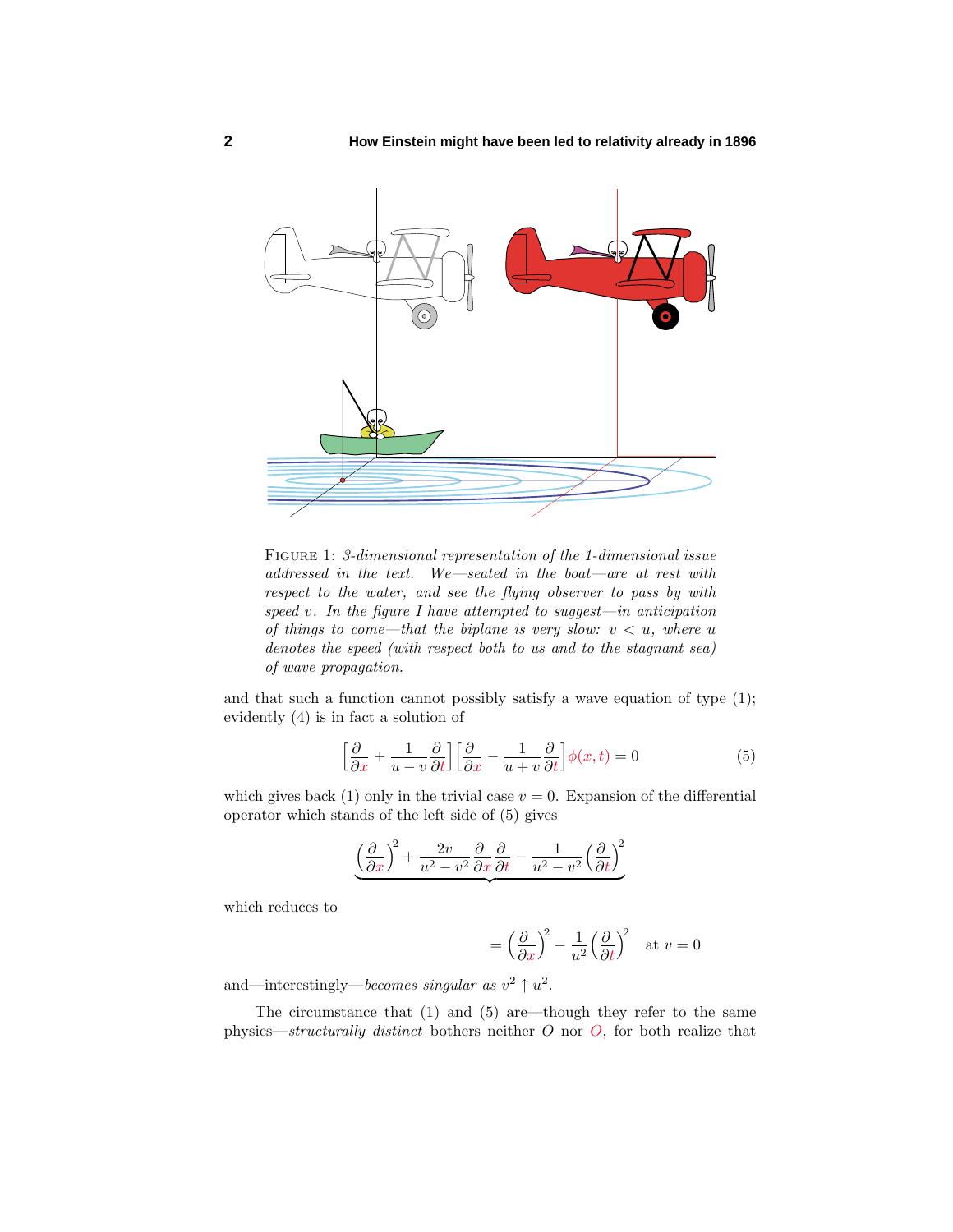FIGURE 1: *3-dimensional representation of the 1-dimensional issue addressed in the text. We—seated in the boat—are at rest with respect to the water, and see the flying observer to pass by with speed $v$. In the figure I have attempted to suggest—in anticipation of things to come—that the biplane is very slow: $v < u$, where $u$ denotes the speed (with respect both to us and to the stagnant sea) of wave propagation.*

and that such a function cannot possibly satisfy a wave equation of type (1); evidently (4) is in fact a solution of

$$\Big[\frac{\partial}{\partial x} + \frac{1}{u-v}\frac{\partial}{\partial t}\Big]\Big[\frac{\partial}{\partial x} - \frac{1}{u+v}\frac{\partial}{\partial t}\Big]\phi(x,t) = 0 \tag{5}$$

which gives back (1) only in the trivial case $v = 0$. Expansion of the differential operator which stands of the left side of (5) gives

$$\underbrace{\Big(\frac{\partial}{\partial x}\Big)^2 + \frac{2v}{u^2-v^2}\frac{\partial}{\partial x}\frac{\partial}{\partial t} - \frac{1}{u^2-v^2}\Big(\frac{\partial}{\partial t}\Big)^2}$$

which reduces to

$$= \Big(\frac{\partial}{\partial x}\Big)^2 - \frac{1}{u^2}\Big(\frac{\partial}{\partial t}\Big)^2 \quad \text{at } v = 0$$

and—interestingly—*becomes singular as* $v^2 \uparrow u^2$.

The circumstance that (1) and (5) are—though they refer to the same physics—*structurally distinct* bothers neither $O$ nor $O$, for both realize that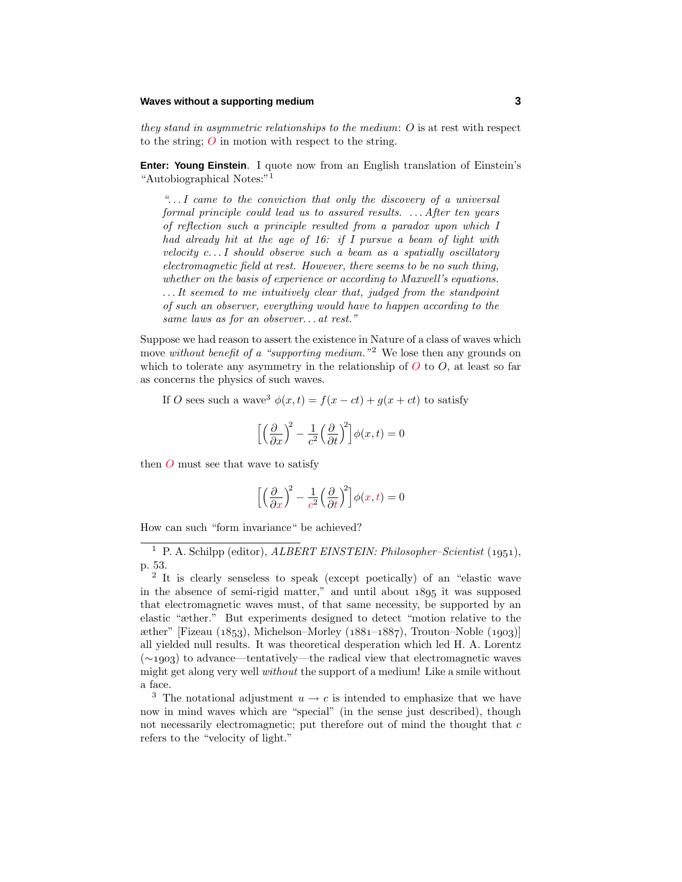*they stand in asymmetric relationships to the medium*: $O$ is at rest with respect to the string; $O$ in motion with respect to the string.

**Enter: Young Einstein**. I quote now from an English translation of Einstein's "Autobiographical Notes:"[1]

> *"...I came to the conviction that only the discovery of a universal formal principle could lead us to assured results. ...After ten years of reflection such a principle resulted from a paradox upon which I had already hit at the age of 16: if I pursue a beam of light with velocity c...I should observe such a beam as a spatially oscillatory electromagnetic field at rest. However, there seems to be no such thing, whether on the basis of experience or according to Maxwell's equations. ...It seemed to me intuitively clear that, judged from the standpoint of such an observer, everything would have to happen according to the same laws as for an observer...at rest."*

Suppose we had reason to assert the existence in Nature of a class of waves which move *without benefit of a "supporting medium."*[2] We lose then any grounds on which to tolerate any asymmetry in the relationship of $O$ to $O$, at least so far as concerns the physics of such waves.

If $O$ sees such a wave[3] $\phi(x,t) = f(x-ct) + g(x+ct)$ to satisfy

$$\Big[\Big(\frac{\partial}{\partial x}\Big)^2 - \frac{1}{c^2}\Big(\frac{\partial}{\partial t}\Big)^2\Big]\phi(x,t) = 0$$

then $O$ must see that wave to satisfy

$$\Big[\Big(\frac{\partial}{\partial x}\Big)^2 - \frac{1}{c^2}\Big(\frac{\partial}{\partial t}\Big)^2\Big]\phi(x,t) = 0$$

How can such "form invariance" be achieved?

---

[1] P. A. Schilpp (editor), *ALBERT EINSTEIN: Philosopher–Scientist* (1951), p. 53.

[2] It is clearly senseless to speak (except poetically) of an "elastic wave in the absence of semi-rigid matter," and until about 1895 it was supposed that electromagnetic waves must, of that same necessity, be supported by an elastic "æther." But experiments designed to detect "motion relative to the æther" [Fizeau (1853), Michelson–Morley (1881–1887), Trouton–Noble (1903)] all yielded null results. It was theoretical desperation which led H. A. Lorentz (∼1903) to advance—tentatively—the radical view that electromagnetic waves might get along very well *without* the support of a medium! Like a smile without a face.

[3] The notational adjustment $u \to c$ is intended to emphasize that we have now in mind waves which are "special" (in the sense just described), though not necessarily electromagnetic; put therefore out of mind the thought that $c$ refers to the "velocity of light."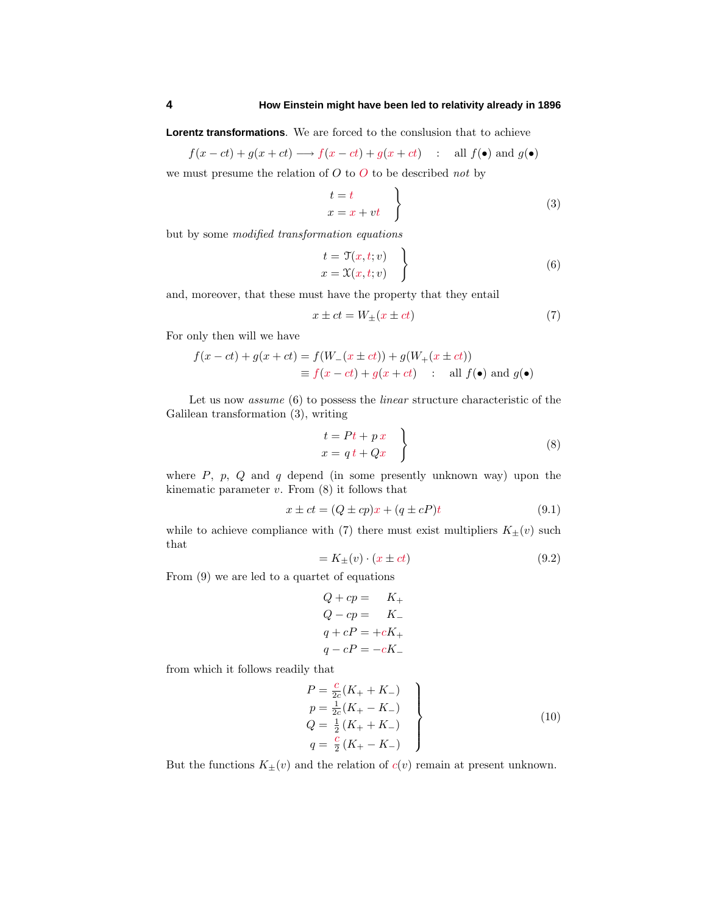**Lorentz transformations**. We are forced to the conslusion that to achieve

$$f(x-ct)+g(x+ct)\longrightarrow f(x-ct)+g(x+ct)\quad:\quad \text{all } f(\bullet) \text{ and } g(\bullet)$$

we must presume the relation of $O$ to $O$ to be described *not* by

$$\left.\begin{aligned} t &= t \\ x &= x+vt \end{aligned}\right\}\tag{3}$$

but by some *modified transformation equations*

$$\left.\begin{aligned} t &= \mathcal{T}(x,t;v) \\ x &= \mathcal{X}(x,t;v) \end{aligned}\right\}\tag{6}$$

and, moreover, that these must have the property that they entail

$$x\pm ct = W_{\pm}(x\pm ct)\tag{7}$$

For only then will we have

$$\begin{aligned} f(x-ct)+g(x+ct) &= f(W_{-}(x\pm ct))+g(W_{+}(x\pm ct)) \\ &\equiv f(x-ct)+g(x+ct)\quad:\quad \text{all } f(\bullet) \text{ and } g(\bullet) \end{aligned}$$

Let us now *assume* (6) to possess the *linear* structure characteristic of the Galilean transformation (3), writing

$$\left.\begin{aligned} t &= Pt+p\,x \\ x &= q\,t+Qx \end{aligned}\right\}\tag{8}$$

where $P$, $p$, $Q$ and $q$ depend (in some presently unknown way) upon the kinematic parameter $v$. From (8) it follows that

$$x\pm ct = (Q\pm cp)x+(q\pm cP)t\tag{9.1}$$

while to achieve compliance with (7) there must exist multipliers $K_{\pm}(v)$ such that

$$= K_{\pm}(v)\cdot(x\pm ct)\tag{9.2}$$

From (9) we are led to a quartet of equations

$$\begin{aligned} Q+cp &= \phantom{+c}K_{+} \\ Q-cp &= \phantom{+c}K_{-} \\ q+cP &= +cK_{+} \\ q-cP &= -cK_{-} \end{aligned}$$

from which it follows readily that

$$\left.\begin{aligned} P &= \tfrac{c}{2c}(K_{+}+K_{-}) \\ p &= \tfrac{1}{2c}(K_{+}-K_{-}) \\ Q &= \tfrac{1}{2}\,(K_{+}+K_{-}) \\ q &= \tfrac{c}{2}\,(K_{+}-K_{-}) \end{aligned}\right\}\tag{10}$$

But the functions $K_{\pm}(v)$ and the relation of $c(v)$ remain at present unknown.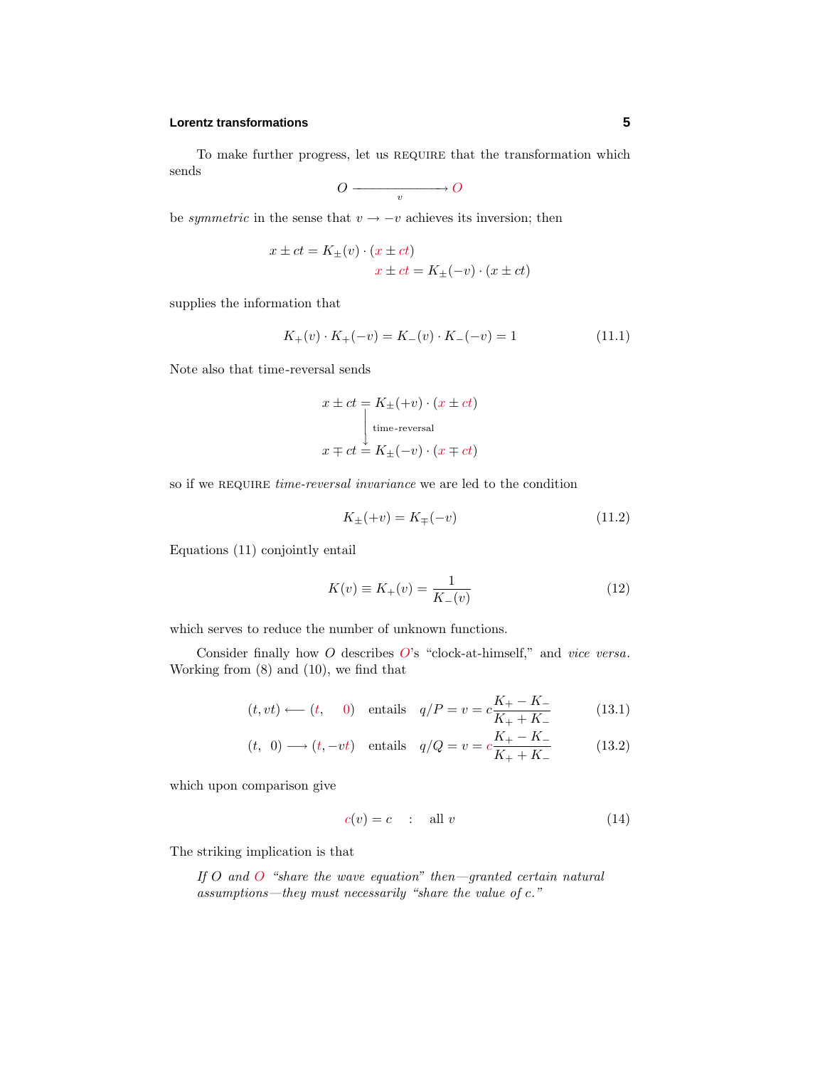To make further progress, let us REQUIRE that the transformation which sends

$$O \xrightarrow[v]{\hspace{2cm}} O$$

be *symmetric* in the sense that $v \to -v$ achieves its inversion; then

$$\begin{aligned} x \pm ct &= K_\pm(v) \cdot (x \pm ct) \\ x \pm ct &= K_\pm(-v) \cdot (x \pm ct) \end{aligned}$$

supplies the information that

$$K_+(v) \cdot K_+(-v) = K_-(v) \cdot K_-(-v) = 1 \tag{11.1}$$

Note also that time-reversal sends

$$\begin{aligned} x \pm ct &= K_\pm(+v) \cdot (x \pm ct) \\ &\Big\downarrow \text{time-reversal} \\ x \mp ct &= K_\pm(-v) \cdot (x \mp ct) \end{aligned}$$

so if we REQUIRE *time-reversal invariance* we are led to the condition

$$K_\pm(+v) = K_\mp(-v) \tag{11.2}$$

Equations (11) conjointly entail

$$K(v) \equiv K_+(v) = \frac{1}{K_-(v)} \tag{12}$$

which serves to reduce the number of unknown functions.

Consider finally how $O$ describes $O$'s "clock-at-himself," and *vice versa*. Working from (8) and (10), we find that

$$(t, vt) \longleftarrow (t, \quad 0) \quad \text{entails} \quad q/P = v = c\frac{K_+ - K_-}{K_+ + K_-} \tag{13.1}$$

$$(t, \;\; 0) \longrightarrow (t, -vt) \quad \text{entails} \quad q/Q = v = c\frac{K_+ - K_-}{K_+ + K_-} \tag{13.2}$$

which upon comparison give

$$c(v) = c \quad : \quad \text{all } v \tag{14}$$

The striking implication is that

> *If $O$ and $O$ "share the wave equation" then—granted certain natural assumptions—they must necessarily "share the value of $c$."*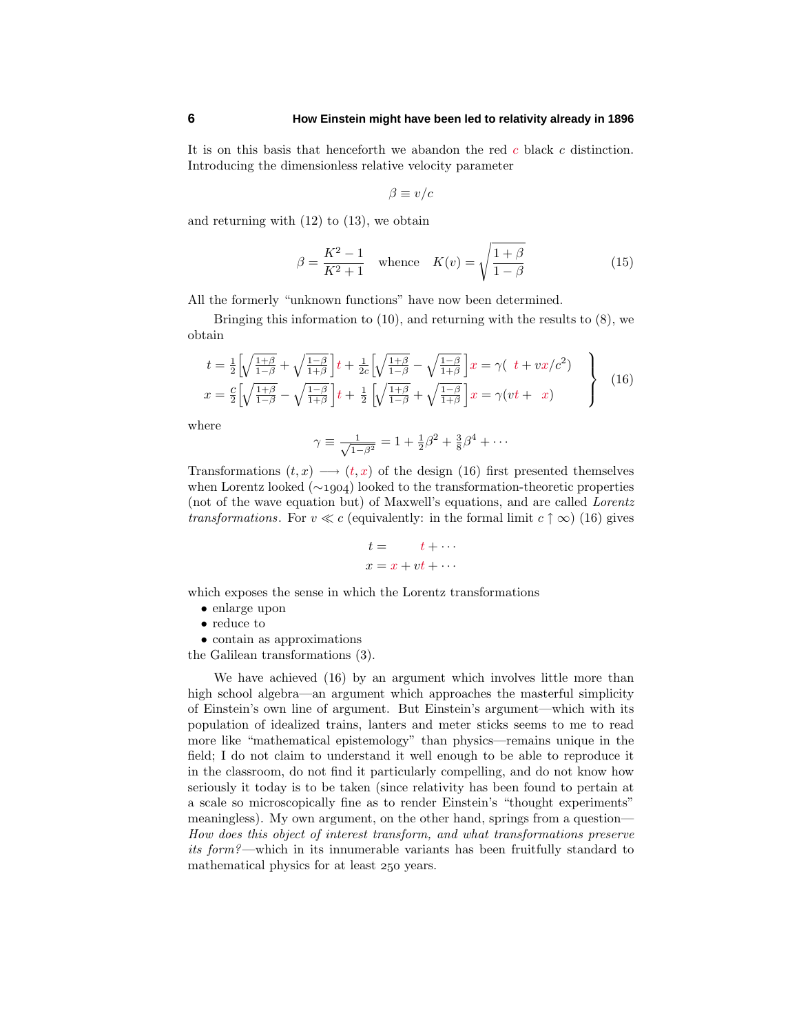It is on this basis that henceforth we abandon the red $c$ black $c$ distinction. Introducing the dimensionless relative velocity parameter

$$\beta \equiv v/c$$

and returning with (12) to (13), we obtain

$$\beta = \frac{K^2-1}{K^2+1} \quad \text{whence} \quad K(v) = \sqrt{\frac{1+\beta}{1-\beta}} \tag{15}$$

All the formerly "unknown functions" have now been determined.

Bringing this information to (10), and returning with the results to (8), we obtain

$$\left.\begin{aligned} t &= \tfrac{1}{2}\Big[\sqrt{\tfrac{1+\beta}{1-\beta}}+\sqrt{\tfrac{1-\beta}{1+\beta}}\Big]t + \tfrac{1}{2c}\Big[\sqrt{\tfrac{1+\beta}{1-\beta}}-\sqrt{\tfrac{1-\beta}{1+\beta}}\Big]x = \gamma(\ t + vx/c^2) \\ x &= \tfrac{c}{2}\Big[\sqrt{\tfrac{1+\beta}{1-\beta}}-\sqrt{\tfrac{1-\beta}{1+\beta}}\Big]t + \tfrac{1}{2}\Big[\sqrt{\tfrac{1+\beta}{1-\beta}}+\sqrt{\tfrac{1-\beta}{1+\beta}}\Big]x = \gamma(vt + \ x) \end{aligned}\right\} \tag{16}$$

where

$$\gamma \equiv \frac{1}{\sqrt{1-\beta^2}} = 1 + \tfrac{1}{2}\beta^2 + \tfrac{3}{8}\beta^4 + \cdots$$

Transformations $(t,x) \longrightarrow (t,x)$ of the design (16) first presented themselves when Lorentz looked (~1904) looked to the transformation-theoretic properties (not of the wave equation but) of Maxwell's equations, and are called *Lorentz transformations*. For $v \ll c$ (equivalently: in the formal limit $c \uparrow \infty$) (16) gives

$$\begin{aligned} t &= \qquad t + \cdots \\ x &= x + vt + \cdots \end{aligned}$$

which exposes the sense in which the Lorentz transformations

- enlarge upon
- reduce to
- contain as approximations

the Galilean transformations (3).

We have achieved (16) by an argument which involves little more than high school algebra—an argument which approaches the masterful simplicity of Einstein's own line of argument. But Einstein's argument—which with its population of idealized trains, lanters and meter sticks seems to me to read more like "mathematical epistemology" than physics—remains unique in the field; I do not claim to understand it well enough to be able to reproduce it in the classroom, do not find it particularly compelling, and do not know how seriously it today is to be taken (since relativity has been found to pertain at a scale so microscopically fine as to render Einstein's "thought experiments" meaningless). My own argument, on the other hand, springs from a question—*How does this object of interest transform, and what transformations preserve its form?*—which in its innumerable variants has been fruitfully standard to mathematical physics for at least 250 years.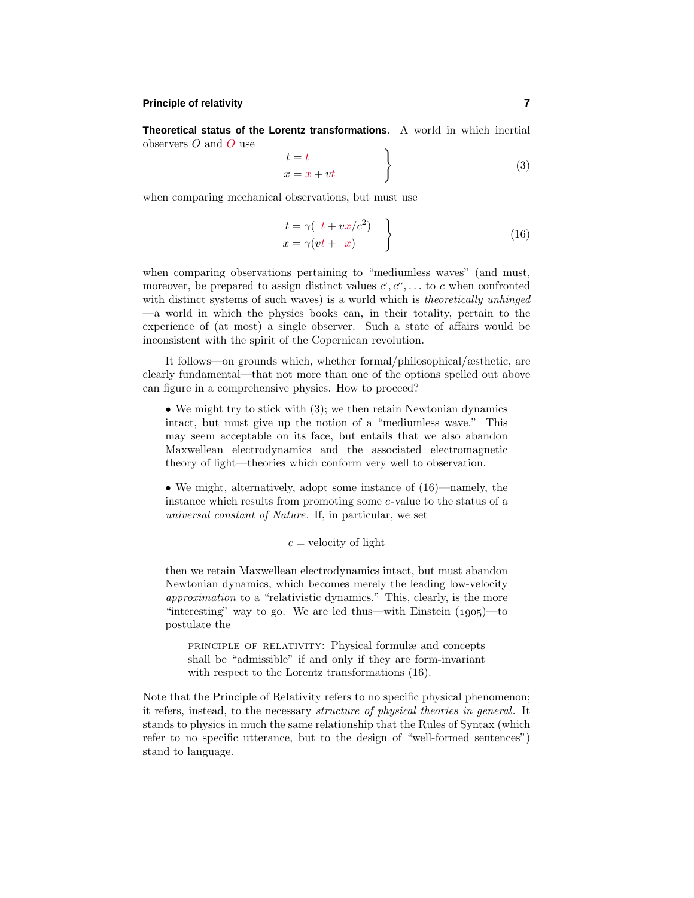**Theoretical status of the Lorentz transformations**. A world in which inertial observers $O$ and $O$ use

$$\left.\begin{aligned} t &= t \\ x &= x + vt \end{aligned}\right\} \tag{3}$$

when comparing mechanical observations, but must use

$$\left.\begin{aligned} t &= \gamma(\ \ t + vx/c^2) \\ x &= \gamma(vt + \ \ x) \end{aligned}\right\} \tag{16}$$

when comparing observations pertaining to "mediumless waves" (and must, moreover, be prepared to assign distinct values $c', c'', \ldots$ to $c$ when confronted with distinct systems of such waves) is a world which is *theoretically unhinged* —a world in which the physics books can, in their totality, pertain to the experience of (at most) a single observer. Such a state of affairs would be inconsistent with the spirit of the Copernican revolution.

It follows—on grounds which, whether formal/philosophical/æsthetic, are clearly fundamental—that not more than one of the options spelled out above can figure in a comprehensive physics. How to proceed?

- We might try to stick with (3); we then retain Newtonian dynamics intact, but must give up the notion of a "mediumless wave." This may seem acceptable on its face, but entails that we also abandon Maxwellean electrodynamics and the associated electromagnetic theory of light—theories which conform very well to observation.

- We might, alternatively, adopt some instance of (16)—namely, the instance which results from promoting some $c$-value to the status of a *universal constant of Nature*. If, in particular, we set

  $$c = \text{velocity of light}$$

  then we retain Maxwellean electrodynamics intact, but must abandon Newtonian dynamics, which becomes merely the leading low-velocity *approximation* to a "relativistic dynamics." This, clearly, is the more "interesting" way to go. We are led thus—with Einstein (1905)—to postulate the

  > PRINCIPLE OF RELATIVITY: Physical formulæ and concepts shall be "admissible" if and only if they are form-invariant with respect to the Lorentz transformations (16).

Note that the Principle of Relativity refers to no specific physical phenomenon; it refers, instead, to the necessary *structure of physical theories in general*. It stands to physics in much the same relationship that the Rules of Syntax (which refer to no specific utterance, but to the design of "well-formed sentences") stand to language.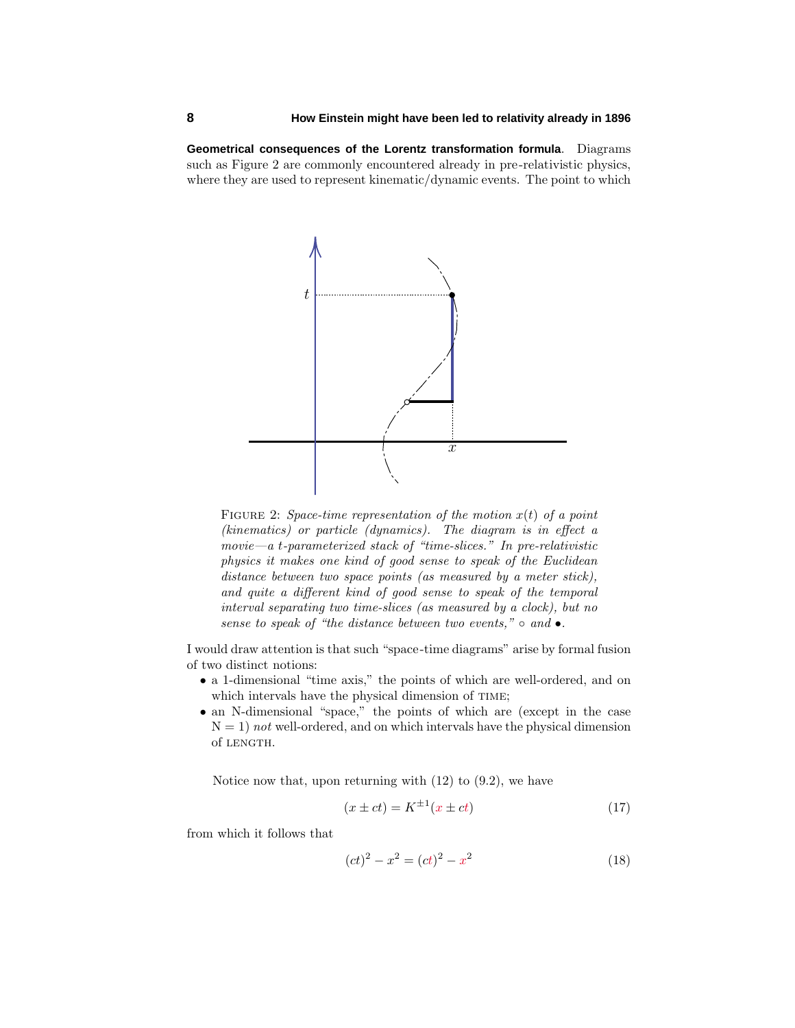**Geometrical consequences of the Lorentz transformation formula**. Diagrams such as Figure 2 are commonly encountered already in pre-relativistic physics, where they are used to represent kinematic/dynamic events. The point to which

$t$

$x$

FIGURE 2: *Space-time representation of the motion $x(t)$ of a point (kinematics) or particle (dynamics). The diagram is in effect a movie—a $t$-parameterized stack of "time-slices." In pre-relativistic physics it makes one kind of good sense to speak of the Euclidean distance between two space points (as measured by a meter stick), and quite a different kind of good sense to speak of the temporal interval separating two time-slices (as measured by a clock), but no sense to speak of "the distance between two events," $\circ$ and $\bullet$.*

I would draw attention is that such "space-time diagrams" arise by formal fusion of two distinct notions:

- a 1-dimensional "time axis," the points of which are well-ordered, and on which intervals have the physical dimension of TIME;
- an N-dimensional "space," the points of which are (except in the case $\mathrm{N} = 1$) *not* well-ordered, and on which intervals have the physical dimension of LENGTH.

Notice now that, upon returning with (12) to (9.2), we have

$$(x \pm ct) = K^{\pm 1}(x \pm ct) \tag{17}$$

from which it follows that

$$(ct)^2 - x^2 = (ct)^2 - x^2 \tag{18}$$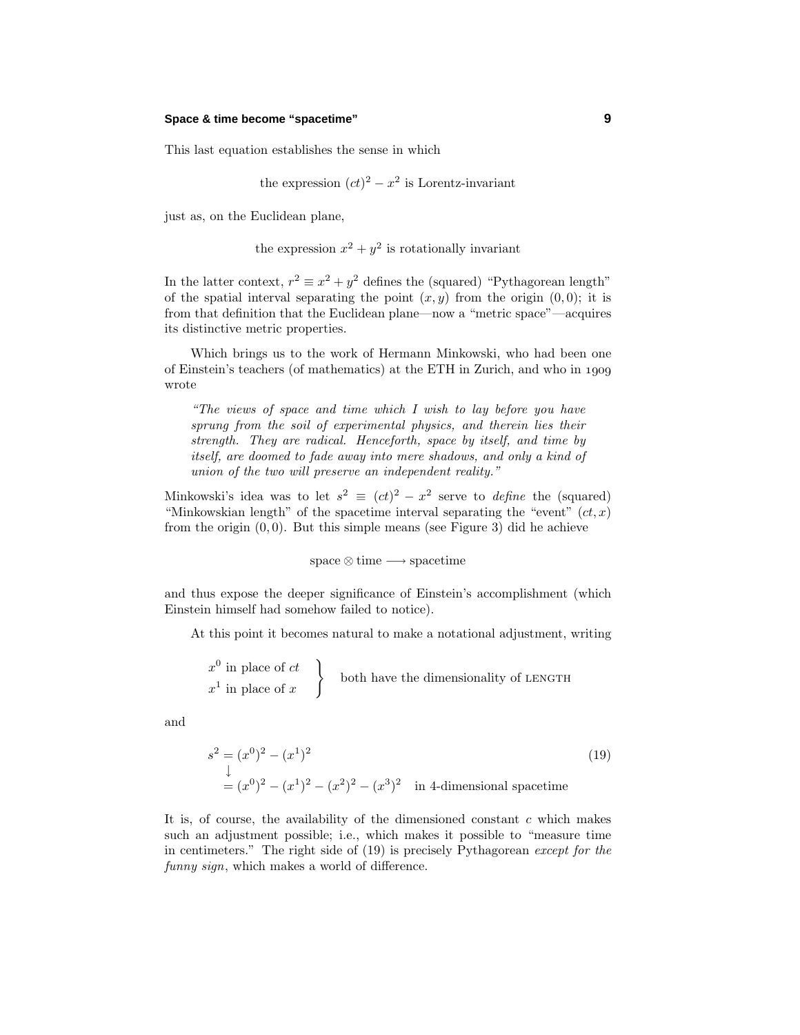This last equation establishes the sense in which

the expression $(ct)^2 - x^2$ is Lorentz-invariant

just as, on the Euclidean plane,

the expression $x^2 + y^2$ is rotationally invariant

In the latter context, $r^2 \equiv x^2 + y^2$ defines the (squared) "Pythagorean length" of the spatial interval separating the point $(x, y)$ from the origin $(0, 0)$; it is from that definition that the Euclidean plane—now a "metric space"—acquires its distinctive metric properties.

Which brings us to the work of Hermann Minkowski, who had been one of Einstein's teachers (of mathematics) at the ETH in Zurich, and who in 1909 wrote

> *"The views of space and time which I wish to lay before you have sprung from the soil of experimental physics, and therein lies their strength. They are radical. Henceforth, space by itself, and time by itself, are doomed to fade away into mere shadows, and only a kind of union of the two will preserve an independent reality."*

Minkowski's idea was to let $s^2 \equiv (ct)^2 - x^2$ serve to *define* the (squared) "Minkowskian length" of the spacetime interval separating the "event" $(ct, x)$ from the origin $(0, 0)$. But this simple means (see Figure 3) did he achieve

$$\text{space} \otimes \text{time} \longrightarrow \text{spacetime}$$

and thus expose the deeper significance of Einstein's accomplishment (which Einstein himself had somehow failed to notice).

At this point it becomes natural to make a notational adjustment, writing

$$\left.\begin{array}{l} x^0 \text{ in place of } ct \\ x^1 \text{ in place of } x \end{array}\right\} \quad \text{both have the dimensionality of LENGTH}$$

and

$$\begin{aligned} s^2 &= (x^0)^2 - (x^1)^2 \\ &\downarrow \\ &= (x^0)^2 - (x^1)^2 - (x^2)^2 - (x^3)^2 \quad \text{in 4-dimensional spacetime} \end{aligned} \tag{19}$$

It is, of course, the availability of the dimensioned constant $c$ which makes such an adjustment possible; i.e., which makes it possible to "measure time in centimeters." The right side of (19) is precisely Pythagorean *except for the funny sign*, which makes a world of difference.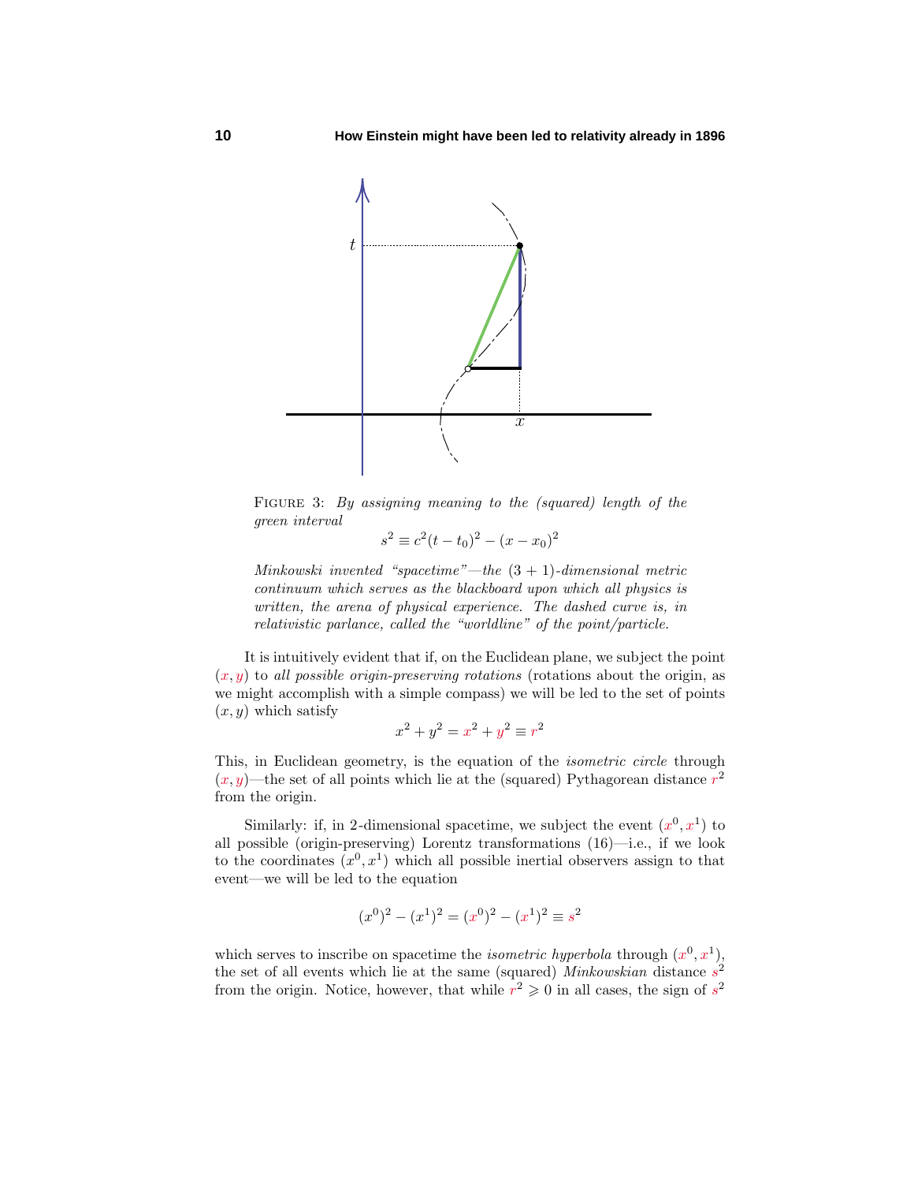t

x

FIGURE 3: *By assigning meaning to the (squared) length of the green interval*

$$s^2 \equiv c^2(t-t_0)^2 - (x-x_0)^2$$

*Minkowski invented "spacetime"—the* $(3+1)$*-dimensional metric continuum which serves as the blackboard upon which all physics is written, the arena of physical experience. The dashed curve is, in relativistic parlance, called the "worldline" of the point/particle.*

It is intuitively evident that if, on the Euclidean plane, we subject the point $(x, y)$ to *all possible origin-preserving rotations* (rotations about the origin, as we might accomplish with a simple compass) we will be led to the set of points $(x, y)$ which satisfy

$$x^2 + y^2 = x^2 + y^2 \equiv r^2$$

This, in Euclidean geometry, is the equation of the *isometric circle* through $(x, y)$—the set of all points which lie at the (squared) Pythagorean distance $r^2$ from the origin.

Similarly: if, in 2-dimensional spacetime, we subject the event $(x^0, x^1)$ to all possible (origin-preserving) Lorentz transformations (16)—i.e., if we look to the coordinates $(x^0, x^1)$ which all possible inertial observers assign to that event—we will be led to the equation

$$(x^0)^2 - (x^1)^2 = (x^0)^2 - (x^1)^2 \equiv s^2$$

which serves to inscribe on spacetime the *isometric hyperbola* through $(x^0, x^1)$, the set of all events which lie at the same (squared) *Minkowskian* distance $s^2$ from the origin. Notice, however, that while $r^2 \geqslant 0$ in all cases, the sign of $s^2$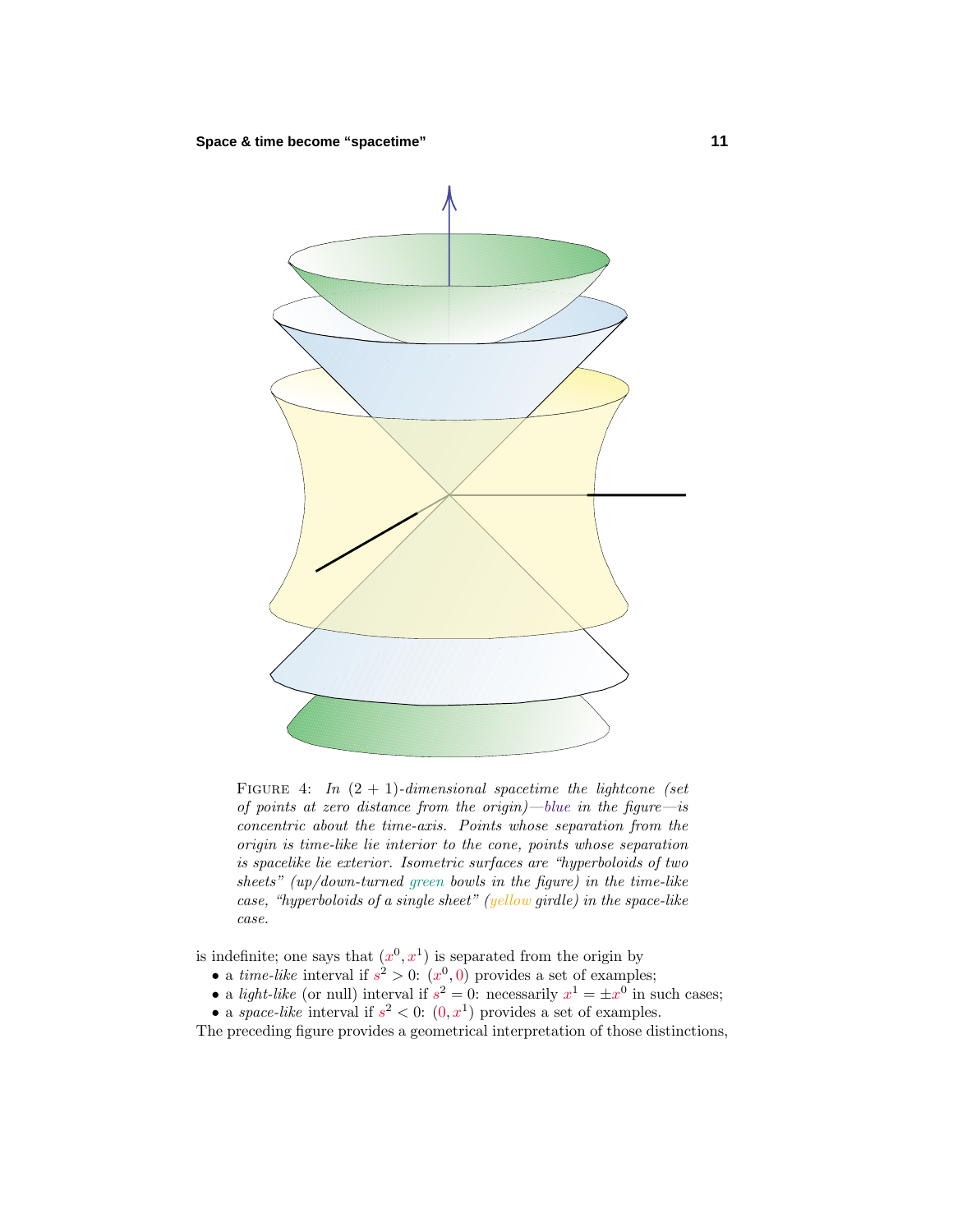FIGURE 4: *In $(2+1)$-dimensional spacetime the lightcone (set of points at zero distance from the origin)—blue in the figure—is concentric about the time-axis. Points whose separation from the origin is time-like lie interior to the cone, points whose separation is spacelike lie exterior. Isometric surfaces are "hyperboloids of two sheets" (up/down-turned green bowls in the figure) in the time-like case, "hyperboloids of a single sheet" (yellow girdle) in the space-like case.*

is indefinite; one says that $(x^0, x^1)$ is separated from the origin by

- a *time-like* interval if $s^2 > 0$: $(x^0, 0)$ provides a set of examples;
- a *light-like* (or null) interval if $s^2 = 0$: necessarily $x^1 = \pm x^0$ in such cases;
- a *space-like* interval if $s^2 < 0$: $(0, x^1)$ provides a set of examples.

The preceding figure provides a geometrical interpretation of those distinctions,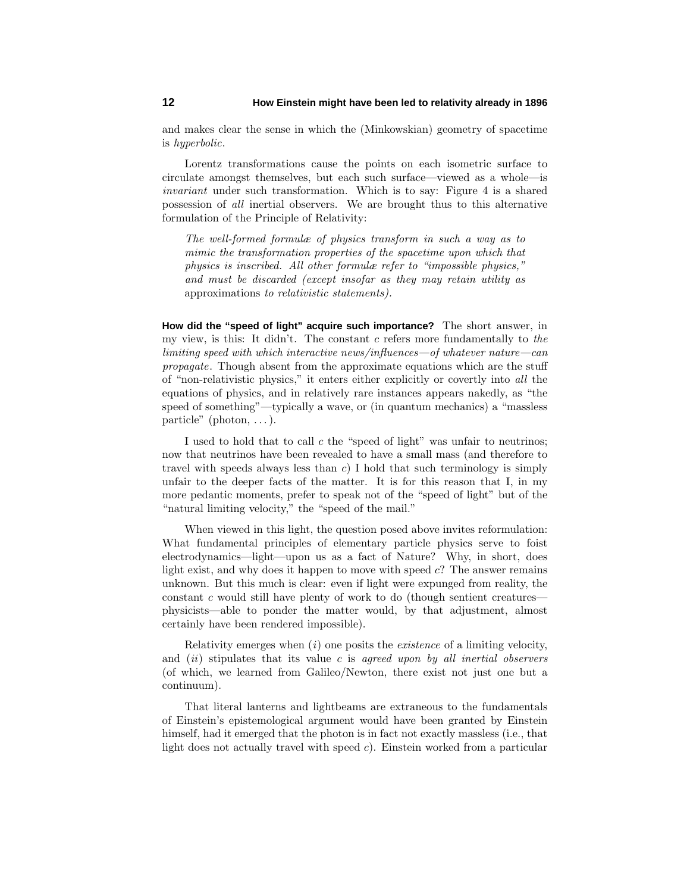and makes clear the sense in which the (Minkowskian) geometry of spacetime is *hyperbolic*.

Lorentz transformations cause the points on each isometric surface to circulate amongst themselves, but each such surface—viewed as a whole—is *invariant* under such transformation. Which is to say: Figure 4 is a shared possession of *all* inertial observers. We are brought thus to this alternative formulation of the Principle of Relativity:

> *The well-formed formulæ of physics transform in such a way as to mimic the transformation properties of the spacetime upon which that physics is inscribed. All other formulæ refer to "impossible physics," and must be discarded (except insofar as they may retain utility as* approximations *to relativistic statements).*

**How did the "speed of light" acquire such importance?** The short answer, in my view, is this: It didn't. The constant $c$ refers more fundamentally to *the limiting speed with which interactive news/influences—of whatever nature—can propagate*. Though absent from the approximate equations which are the stuff of "non-relativistic physics," it enters either explicitly or covertly into *all* the equations of physics, and in relatively rare instances appears nakedly, as "the speed of something"—typically a wave, or (in quantum mechanics) a "massless particle" (photon, ...).

I used to hold that to call $c$ the "speed of light" was unfair to neutrinos; now that neutrinos have been revealed to have a small mass (and therefore to travel with speeds always less than $c$) I hold that such terminology is simply unfair to the deeper facts of the matter. It is for this reason that I, in my more pedantic moments, prefer to speak not of the "speed of light" but of the "natural limiting velocity," the "speed of the mail."

When viewed in this light, the question posed above invites reformulation: What fundamental principles of elementary particle physics serve to foist electrodynamics—light—upon us as a fact of Nature? Why, in short, does light exist, and why does it happen to move with speed $c$? The answer remains unknown. But this much is clear: even if light were expunged from reality, the constant $c$ would still have plenty of work to do (though sentient creatures—physicists—able to ponder the matter would, by that adjustment, almost certainly have been rendered impossible).

Relativity emerges when ($i$) one posits the *existence* of a limiting velocity, and ($ii$) stipulates that its value $c$ is *agreed upon by all inertial observers* (of which, we learned from Galileo/Newton, there exist not just one but a continuum).

That literal lanterns and lightbeams are extraneous to the fundamentals of Einstein's epistemological argument would have been granted by Einstein himself, had it emerged that the photon is in fact not exactly massless (i.e., that light does not actually travel with speed $c$). Einstein worked from a particular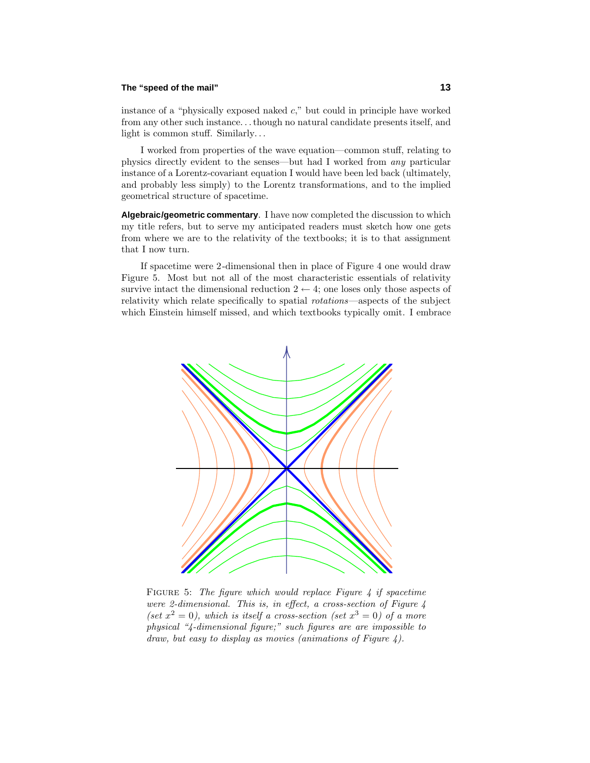instance of a "physically exposed naked $c$," but could in principle have worked from any other such instance... though no natural candidate presents itself, and light is common stuff. Similarly...

I worked from properties of the wave equation—common stuff, relating to physics directly evident to the senses—but had I worked from *any* particular instance of a Lorentz-covariant equation I would have been led back (ultimately, and probably less simply) to the Lorentz transformations, and to the implied geometrical structure of spacetime.

**Algebraic/geometric commentary**. I have now completed the discussion to which my title refers, but to serve my anticipated readers must sketch how one gets from where we are to the relativity of the textbooks; it is to that assignment that I now turn.

If spacetime were 2-dimensional then in place of Figure 4 one would draw Figure 5. Most but not all of the most characteristic essentials of relativity survive intact the dimensional reduction $2 \leftarrow 4$; one loses only those aspects of relativity which relate specifically to spatial *rotations*—aspects of the subject which Einstein himself missed, and which textbooks typically omit. I embrace

FIGURE 5: *The figure which would replace Figure 4 if spacetime were 2-dimensional. This is, in effect, a cross-section of Figure 4 (set $x^2 = 0$), which is itself a cross-section (set $x^3 = 0$) of a more physical "4-dimensional figure;" such figures are are impossible to draw, but easy to display as movies (animations of Figure 4).*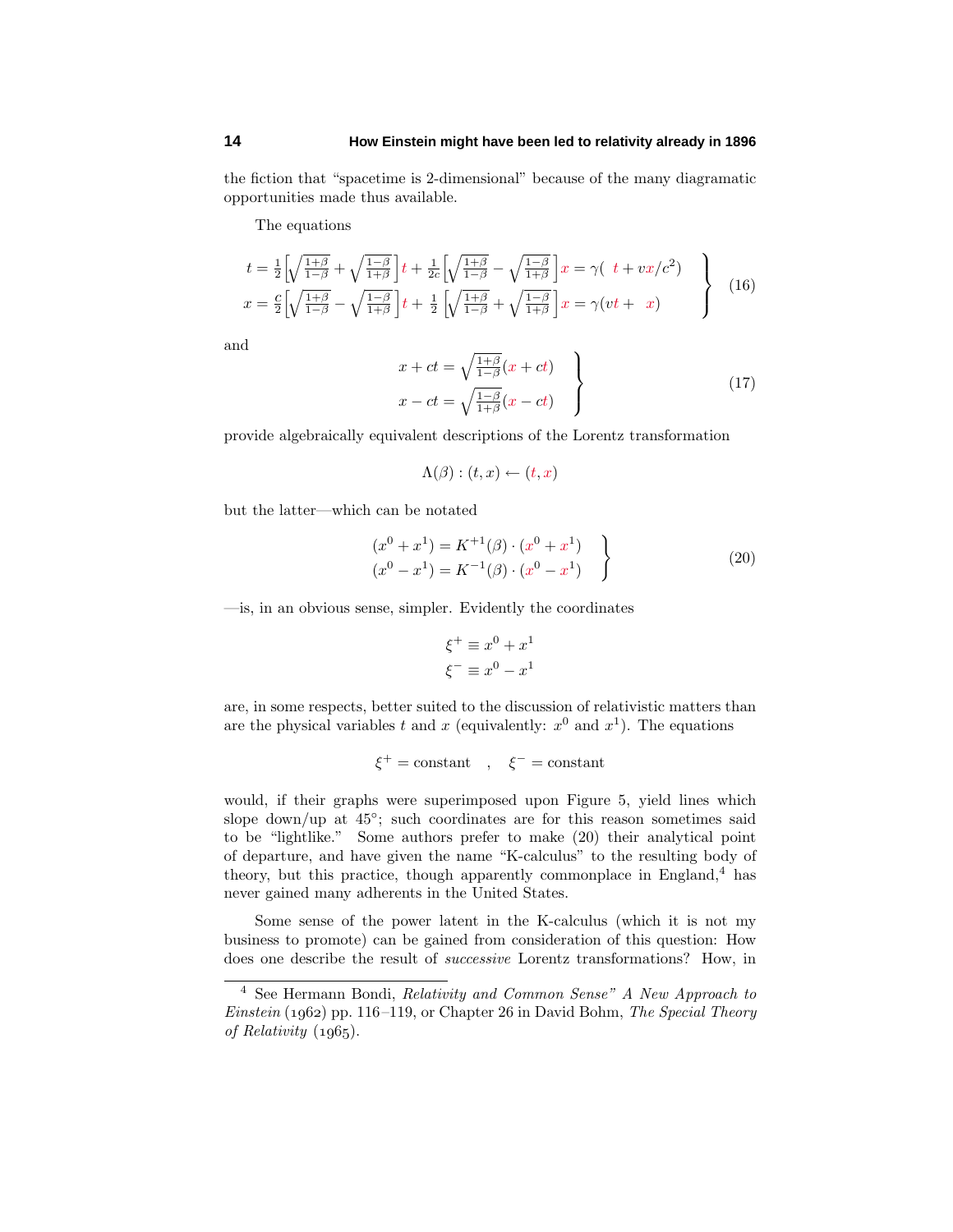the fiction that "spacetime is 2-dimensional" because of the many diagramatic opportunities made thus available.

The equations

$$
\left.
\begin{aligned}
t &= \tfrac{1}{2}\Big[\sqrt{\tfrac{1+\beta}{1-\beta}}+\sqrt{\tfrac{1-\beta}{1+\beta}}\Big]\,t+\tfrac{1}{2c}\Big[\sqrt{\tfrac{1+\beta}{1-\beta}}-\sqrt{\tfrac{1-\beta}{1+\beta}}\Big]\,x=\gamma(\;t+vx/c^2)\\
x &= \tfrac{c}{2}\Big[\sqrt{\tfrac{1+\beta}{1-\beta}}-\sqrt{\tfrac{1-\beta}{1+\beta}}\Big]\,t+\tfrac{1}{2}\,\Big[\sqrt{\tfrac{1+\beta}{1-\beta}}+\sqrt{\tfrac{1-\beta}{1+\beta}}\Big]\,x=\gamma(vt+\;\;x)
\end{aligned}
\right\}
\tag{16}
$$

and

$$
\left.
\begin{aligned}
x+ct &= \sqrt{\tfrac{1+\beta}{1-\beta}}(x+ct)\\
x-ct &= \sqrt{\tfrac{1-\beta}{1+\beta}}(x-ct)
\end{aligned}
\right\}
\tag{17}
$$

provide algebraically equivalent descriptions of the Lorentz transformation

$$\Lambda(\beta):(t,x)\leftarrow(t,x)$$

but the latter—which can be notated

$$
\left.
\begin{aligned}
(x^0+x^1) &= K^{+1}(\beta)\cdot(x^0+x^1)\\
(x^0-x^1) &= K^{-1}(\beta)\cdot(x^0-x^1)
\end{aligned}
\right\}
\tag{20}
$$

—is, in an obvious sense, simpler. Evidently the coordinates

$$
\begin{aligned}
\xi^+ &\equiv x^0+x^1\\
\xi^- &\equiv x^0-x^1
\end{aligned}
$$

are, in some respects, better suited to the discussion of relativistic matters than are the physical variables $t$ and $x$ (equivalently: $x^0$ and $x^1$). The equations

$$\xi^+=\text{constant}\quad,\quad\xi^-=\text{constant}$$

would, if their graphs were superimposed upon Figure 5, yield lines which slope down/up at 45°; such coordinates are for this reason sometimes said to be "lightlike." Some authors prefer to make (20) their analytical point of departure, and have given the name "K-calculus" to the resulting body of theory, but this practice, though apparently commonplace in England,[4] has never gained many adherents in the United States.

Some sense of the power latent in the K-calculus (which it is not my business to promote) can be gained from consideration of this question: How does one describe the result of *successive* Lorentz transformations? How, in

[4] See Hermann Bondi, *Relativity and Common Sense" A New Approach to Einstein* (1962) pp. 116–119, or Chapter 26 in David Bohm, *The Special Theory of Relativity* (1965).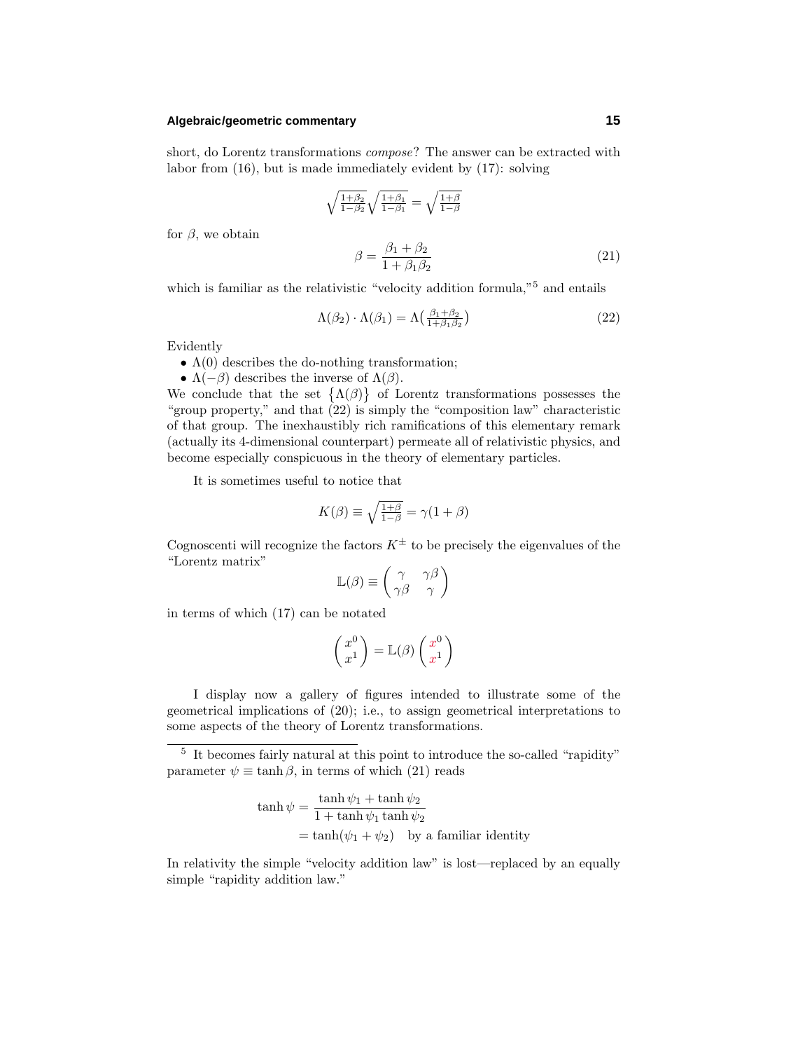short, do Lorentz transformations *compose*? The answer can be extracted with labor from (16), but is made immediately evident by (17): solving

$$\sqrt{\tfrac{1+\beta_2}{1-\beta_2}}\sqrt{\tfrac{1+\beta_1}{1-\beta_1}} = \sqrt{\tfrac{1+\beta}{1-\beta}}$$

for $\beta$, we obtain

$$\beta = \frac{\beta_1 + \beta_2}{1 + \beta_1\beta_2} \tag{21}$$

which is familiar as the relativistic "velocity addition formula,"[5] and entails

$$\Lambda(\beta_2)\cdot\Lambda(\beta_1) = \Lambda\big(\tfrac{\beta_1+\beta_2}{1+\beta_1\beta_2}\big) \tag{22}$$

Evidently

- $\Lambda(0)$ describes the do-nothing transformation;
- $\Lambda(-\beta)$ describes the inverse of $\Lambda(\beta)$.

We conclude that the set $\{\Lambda(\beta)\}$ of Lorentz transformations possesses the "group property," and that (22) is simply the "composition law" characteristic of that group. The inexhaustibly rich ramifications of this elementary remark (actually its 4-dimensional counterpart) permeate all of relativistic physics, and become especially conspicuous in the theory of elementary particles.

It is sometimes useful to notice that

$$K(\beta) \equiv \sqrt{\tfrac{1+\beta}{1-\beta}} = \gamma(1+\beta)$$

Cognoscenti will recognize the factors $K^{\pm}$ to be precisely the eigenvalues of the "Lorentz matrix"

$$\mathbb{L}(\beta) \equiv \begin{pmatrix} \gamma & \gamma\beta \\ \gamma\beta & \gamma \end{pmatrix}$$

in terms of which (17) can be notated

$$\begin{pmatrix} x^0 \\ x^1 \end{pmatrix} = \mathbb{L}(\beta)\begin{pmatrix} x^0 \\ x^1 \end{pmatrix}$$

I display now a gallery of figures intended to illustrate some of the geometrical implications of (20); i.e., to assign geometrical interpretations to some aspects of the theory of Lorentz transformations.

---

[5] It becomes fairly natural at this point to introduce the so-called "rapidity" parameter $\psi \equiv \tanh\beta$, in terms of which (21) reads

$$\begin{aligned}\tanh\psi &= \frac{\tanh\psi_1 + \tanh\psi_2}{1 + \tanh\psi_1\tanh\psi_2} \\ &= \tanh(\psi_1+\psi_2) \quad \text{by a familiar identity}\end{aligned}$$

In relativity the simple "velocity addition law" is lost—replaced by an equally simple "rapidity addition law."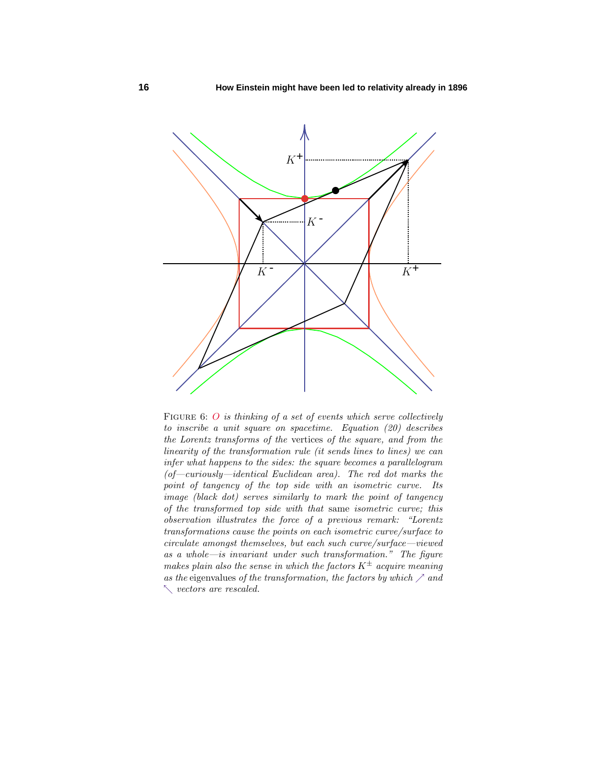$K^+$

$K^-$

$K^-$

$K^+$

FIGURE 6: *$O$ is thinking of a set of events which serve collectively to inscribe a unit square on spacetime. Equation (20) describes the Lorentz transforms of the* vertices *of the square, and from the linearity of the transformation rule (it sends lines to lines) we can infer what happens to the sides: the square becomes a parallelogram (of—curiously—identical Euclidean area). The red dot marks the point of tangency of the top side with an isometric curve. Its image (black dot) serves similarly to mark the point of tangency of the transformed top side with that* same *isometric curve; this observation illustrates the force of a previous remark: "Lorentz transformations cause the points on each isometric curve/surface to circulate amongst themselves, but each such curve/surface—viewed as a whole—is invariant under such transformation." The figure makes plain also the sense in which the factors $K^\pm$ acquire meaning as the* eigenvalues *of the transformation, the factors by which $\nearrow$ and $\nwarrow$ vectors are rescaled.*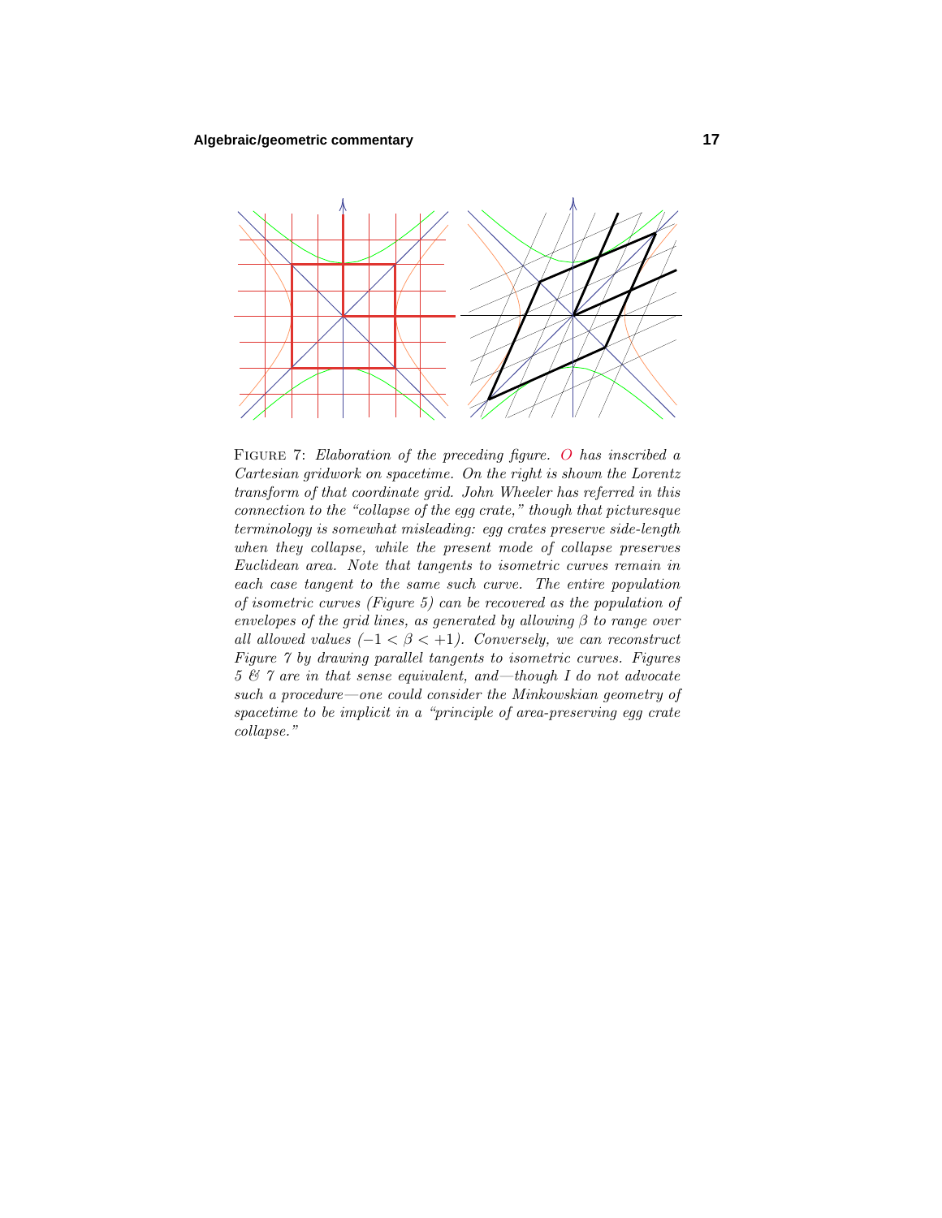Figure 7: *Elaboration of the preceding figure. O has inscribed a Cartesian gridwork on spacetime. On the right is shown the Lorentz transform of that coordinate grid. John Wheeler has referred in this connection to the "collapse of the egg crate," though that picturesque terminology is somewhat misleading: egg crates preserve side-length when they collapse, while the present mode of collapse preserves Euclidean area. Note that tangents to isometric curves remain in each case tangent to the same such curve. The entire population of isometric curves (Figure 5) can be recovered as the population of envelopes of the grid lines, as generated by allowing $\beta$ to range over all allowed values ($-1 < \beta < +1$). Conversely, we can reconstruct Figure 7 by drawing parallel tangents to isometric curves. Figures 5 & 7 are in that sense equivalent, and—though I do not advocate such a procedure—one could consider the Minkowskian geometry of spacetime to be implicit in a "principle of area-preserving egg crate collapse."*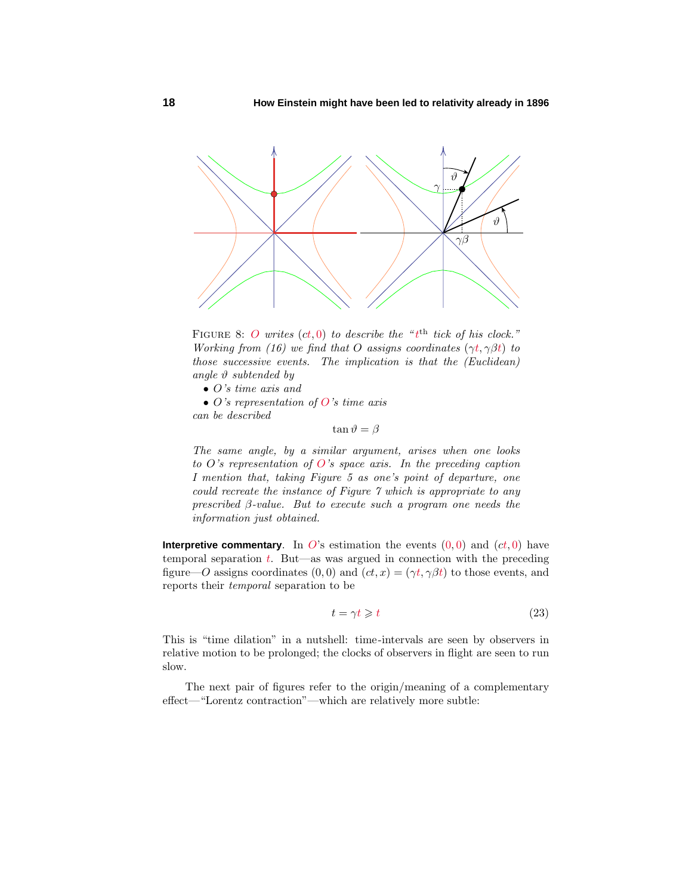FIGURE 8: *$O$ writes $(ct, 0)$ to describe the "$t^{\text{th}}$ tick of his clock." Working from (16) we find that $O$ assigns coordinates $(\gamma t, \gamma\beta t)$ to those successive events. The implication is that the (Euclidean) angle $\vartheta$ subtended by*

- *$O$'s time axis and*
- *$O$'s representation of $O$'s time axis*

*can be described*

$$\tan\vartheta = \beta$$

*The same angle, by a similar argument, arises when one looks to $O$'s representation of $O$'s space axis. In the preceding caption I mention that, taking Figure 5 as one's point of departure, one could recreate the instance of Figure 7 which is appropriate to any prescribed $\beta$-value. But to execute such a program one needs the information just obtained.*

**Interpretive commentary**. In $O$'s estimation the events $(0, 0)$ and $(ct, 0)$ have temporal separation $t$. But—as was argued in connection with the preceding figure—$O$ assigns coordinates $(0, 0)$ and $(ct, x) = (\gamma t, \gamma\beta t)$ to those events, and reports their *temporal* separation to be

$$t = \gamma t \geqslant t \tag{23}$$

This is "time dilation" in a nutshell: time-intervals are seen by observers in relative motion to be prolonged; the clocks of observers in flight are seen to run slow.

The next pair of figures refer to the origin/meaning of a complementary effect—"Lorentz contraction"—which are relatively more subtle: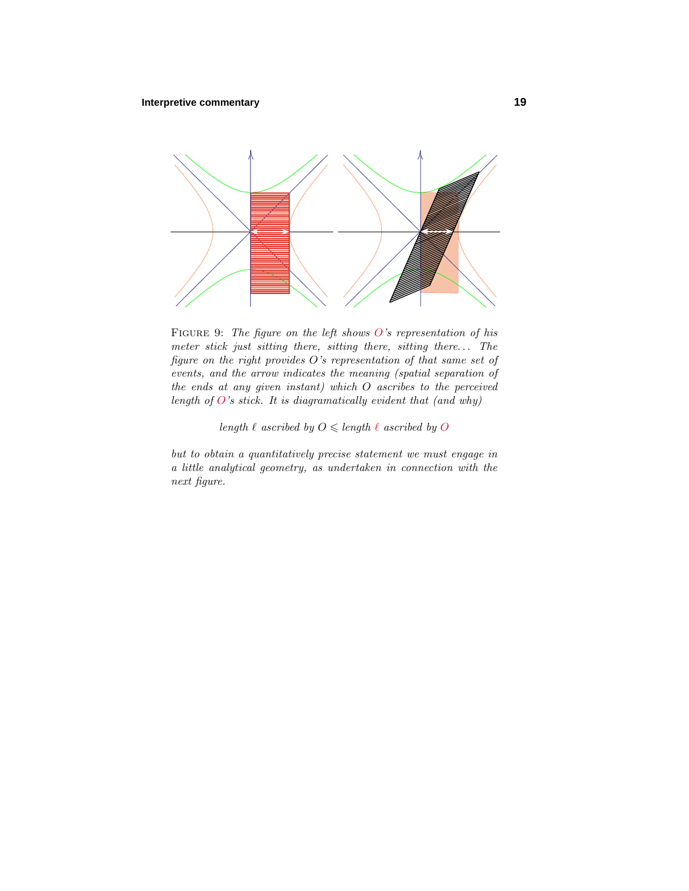FIGURE 9: *The figure on the left shows $\color{red}{O}$'s representation of his meter stick just sitting there, sitting there, sitting there... The figure on the right provides $O$'s representation of that same set of events, and the arrow indicates the meaning (spatial separation of the ends at any given instant) which $O$ ascribes to the perceived length of $\color{red}{O}$'s stick. It is diagramatically evident that (and why)*

$$\textit{length } \ell \textit{ ascribed by } O \leqslant \textit{length } \color{red}{\ell} \color{black}{\textit{ ascribed by }} \color{red}{O}$$

*but to obtain a quantitatively precise statement we must engage in a little analytical geometry, as undertaken in connection with the next figure.*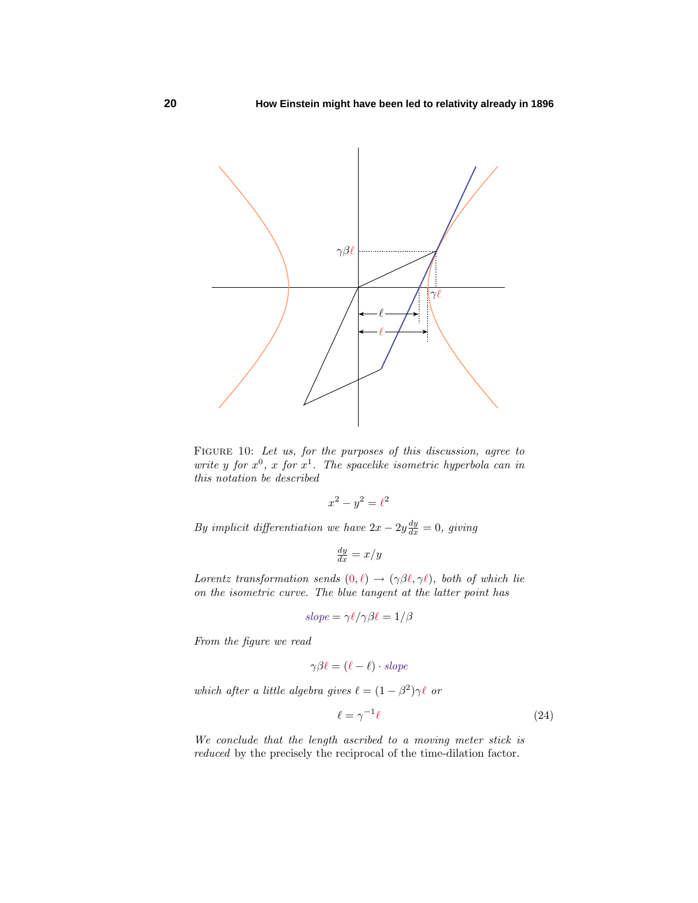$\gamma\beta\ell$

$\gamma\ell$

$\ell$

$\ell$

FIGURE 10: *Let us, for the purposes of this discussion, agree to write $y$ for $x^0$, $x$ for $x^1$. The spacelike isometric hyperbola can in this notation be described*

$$x^2 - y^2 = \ell^2$$

*By implicit differentiation we have $2x - 2y\frac{dy}{dx} = 0$, giving*

$$\tfrac{dy}{dx} = x/y$$

*Lorentz transformation sends $(0, \ell) \rightarrow (\gamma\beta\ell, \gamma\ell)$, both of which lie on the isometric curve. The blue tangent at the latter point has*

$$slope = \gamma\ell/\gamma\beta\ell = 1/\beta$$

*From the figure we read*

$$\gamma\beta\ell = (\ell - \ell) \cdot slope$$

*which after a little algebra gives $\ell = (1-\beta^2)\gamma\ell$ or*

$$\ell = \gamma^{-1}\ell \tag{24}$$

*We conclude that the length ascribed to a moving meter stick is reduced* by the precisely the reciprocal of the time-dilation factor.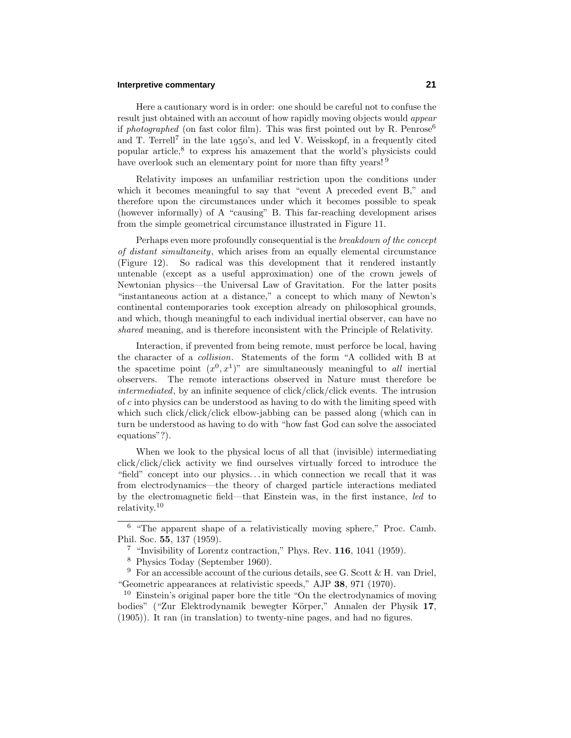Here a cautionary word is in order: one should be careful not to confuse the result just obtained with an account of how rapidly moving objects would *appear* if *photographed* (on fast color film). This was first pointed out by R. Penrose[6] and T. Terrell[7] in the late 1950's, and led V. Weisskopf, in a frequently cited popular article,[8] to express his amazement that the world's physicists could have overlook such an elementary point for more than fifty years![9]

Relativity imposes an unfamiliar restriction upon the conditions under which it becomes meaningful to say that "event A preceded event B," and therefore upon the circumstances under which it becomes possible to speak (however informally) of A "causing" B. This far-reaching development arises from the simple geometrical circumstance illustrated in Figure 11.

Perhaps even more profoundly consequential is the *breakdown of the concept of distant simultaneity*, which arises from an equally elemental circumstance (Figure 12). So radical was this development that it rendered instantly untenable (except as a useful approximation) one of the crown jewels of Newtonian physics—the Universal Law of Gravitation. For the latter posits "instantaneous action at a distance," a concept to which many of Newton's continental contemporaries took exception already on philosophical grounds, and which, though meaningful to each individual inertial observer, can have no *shared* meaning, and is therefore inconsistent with the Principle of Relativity.

Interaction, if prevented from being remote, must perforce be local, having the character of a *collision*. Statements of the form "A collided with B at the spacetime point $(x^0, x^1)$" are simultaneously meaningful to *all* inertial observers. The remote interactions observed in Nature must therefore be *intermediated*, by an infinite sequence of click/click/click events. The intrusion of $c$ into physics can be understood as having to do with the limiting speed with which such click/click/click elbow-jabbing can be passed along (which can in turn be understood as having to do with "how fast God can solve the associated equations"?).

When we look to the physical locus of all that (invisible) intermediating click/click/click activity we find ourselves virtually forced to introduce the "field" concept into our physics. . . in which connection we recall that it was from electrodynamics—the theory of charged particle interactions mediated by the electromagnetic field—that Einstein was, in the first instance, *led* to relativity.[10]

---

[6] "The apparent shape of a relativistically moving sphere," Proc. Camb. Phil. Soc. **55**, 137 (1959).

[7] "Invisibility of Lorentz contraction," Phys. Rev. **116**, 1041 (1959).

[8] Physics Today (September 1960).

[9] For an accessible account of the curious details, see G. Scott & H. van Driel, "Geometric appearances at relativistic speeds," AJP **38**, 971 (1970).

[10] Einstein's original paper bore the title "On the electrodynamics of moving bodies" ("Zur Elektrodynamik bewegter Körper," Annalen der Physik **17**, (1905)). It ran (in translation) to twenty-nine pages, and had no figures.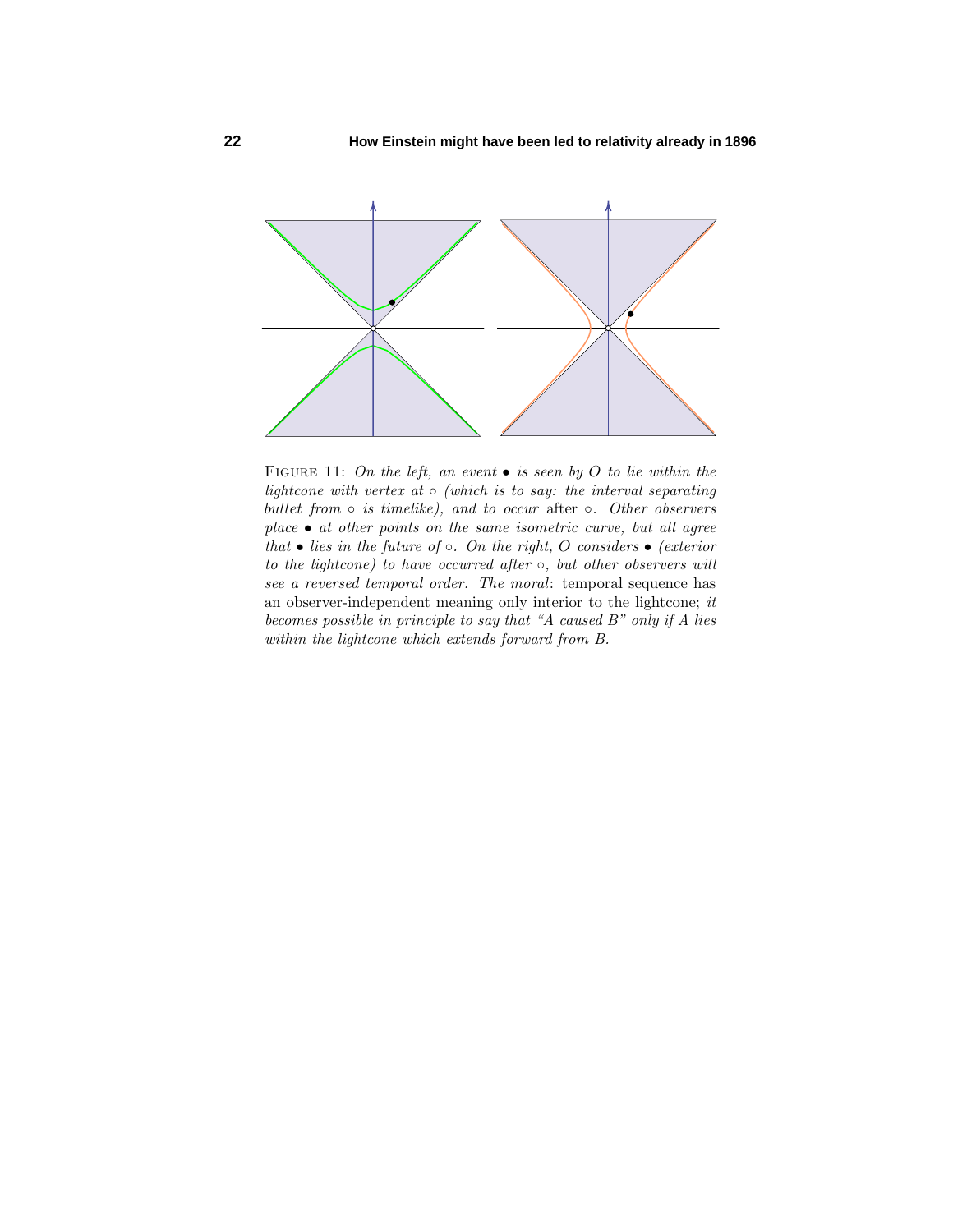FIGURE 11: *On the left, an event* • *is seen by O to lie within the lightcone with vertex at* ∘ *(which is to say: the interval separating bullet from* ∘ *is timelike), and to occur* after ∘. *Other observers place* • *at other points on the same isometric curve, but all agree that* • *lies in the future of* ∘. *On the right, O considers* • *(exterior to the lightcone) to have occurred after* ∘, *but other observers will see a reversed temporal order. The moral*: temporal sequence has an observer-independent meaning only interior to the lightcone; *it becomes possible in principle to say that "A caused B" only if A lies within the lightcone which extends forward from B.*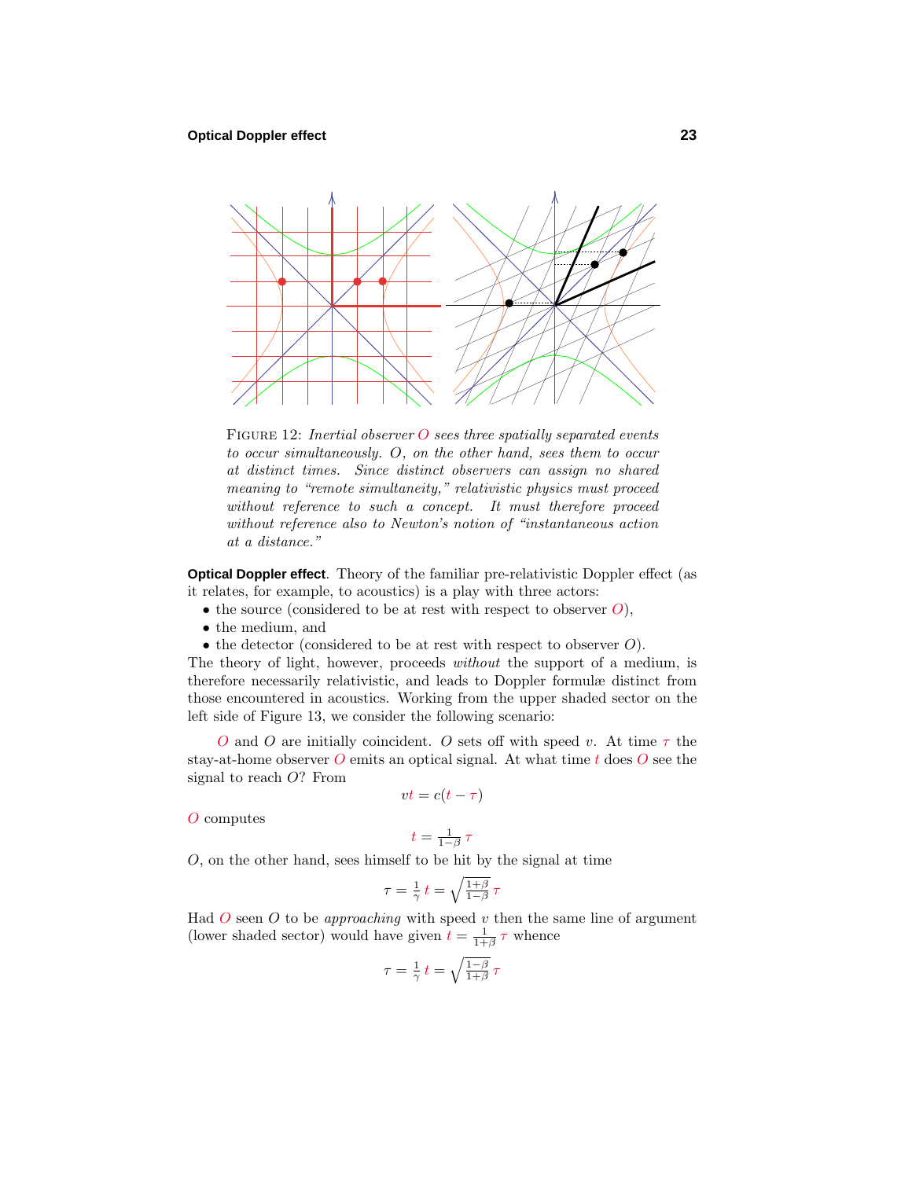FIGURE 12: *Inertial observer* $O$ *sees three spatially separated events to occur simultaneously.* $O$*, on the other hand, sees them to occur at distinct times. Since distinct observers can assign no shared meaning to "remote simultaneity," relativistic physics must proceed without reference to such a concept. It must therefore proceed without reference also to Newton's notion of "instantaneous action at a distance."*

**Optical Doppler effect**. Theory of the familiar pre-relativistic Doppler effect (as it relates, for example, to acoustics) is a play with three actors:

- the source (considered to be at rest with respect to observer $O$),
- the medium, and
- the detector (considered to be at rest with respect to observer $O$).

The theory of light, however, proceeds *without* the support of a medium, is therefore necessarily relativistic, and leads to Doppler formulæ distinct from those encountered in acoustics. Working from the upper shaded sector on the left side of Figure 13, we consider the following scenario:

$O$ and $O$ are initially coincident. $O$ sets off with speed $v$. At time $\tau$ the stay-at-home observer $O$ emits an optical signal. At what time $t$ does $O$ see the signal to reach $O$? From

$$vt = c(t - \tau)$$

$O$ computes

$$t = \tfrac{1}{1-\beta}\,\tau$$

$O$, on the other hand, sees himself to be hit by the signal at time

$$\tau = \tfrac{1}{\gamma}\,t = \sqrt{\tfrac{1+\beta}{1-\beta}}\,\tau$$

Had $O$ seen $O$ to be *approaching* with speed $v$ then the same line of argument (lower shaded sector) would have given $t = \frac{1}{1+\beta}\,\tau$ whence

$$\tau = \tfrac{1}{\gamma}\,t = \sqrt{\tfrac{1-\beta}{1+\beta}}\,\tau$$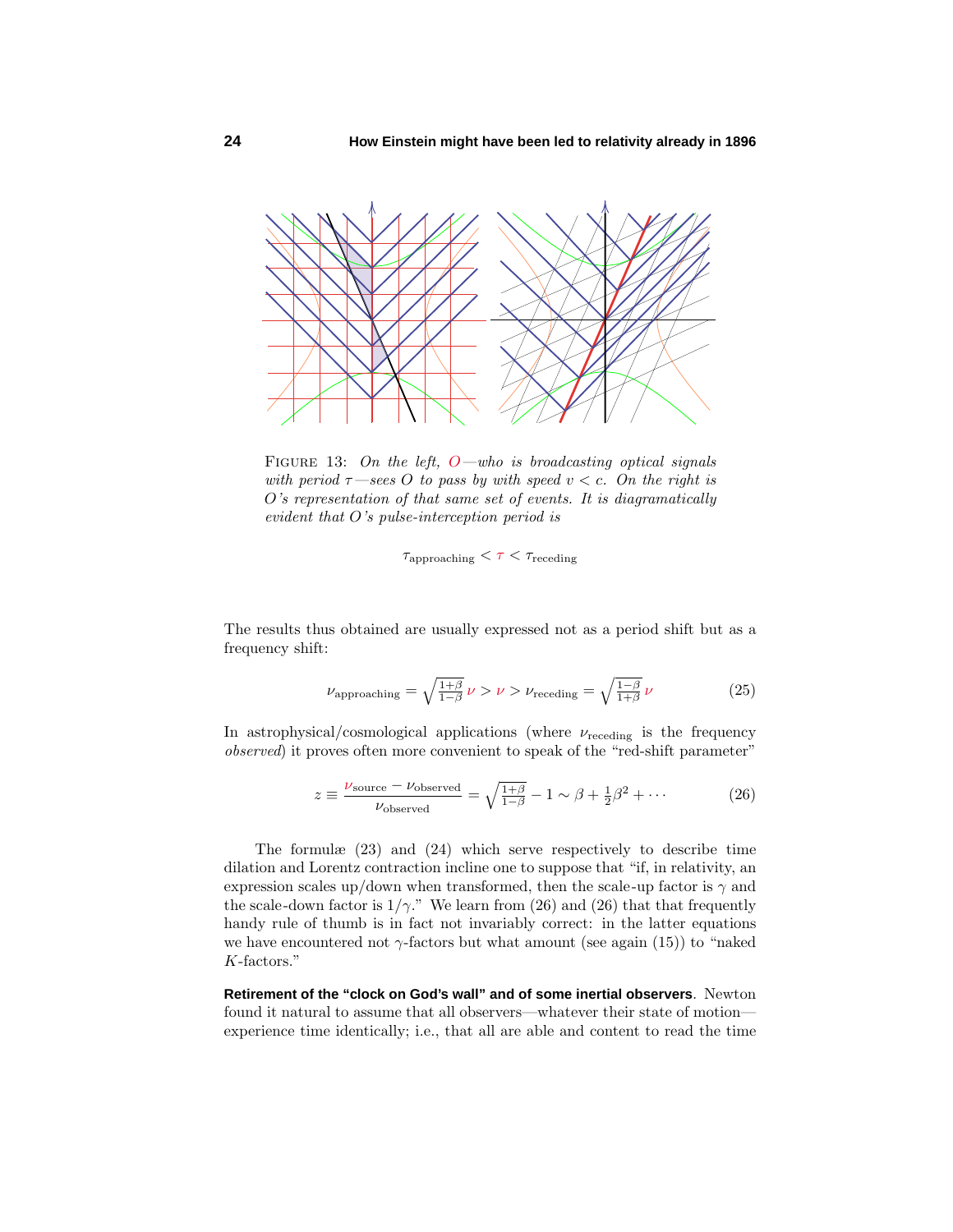FIGURE 13: *On the left, O—who is broadcasting optical signals with period $\tau$—sees O to pass by with speed $v < c$. On the right is O's representation of that same set of events. It is diagramatically evident that O's pulse-interception period is*

$$\tau_{\text{approaching}} < \tau < \tau_{\text{receding}}$$

The results thus obtained are usually expressed not as a period shift but as a frequency shift:

$$\nu_{\text{approaching}} = \sqrt{\tfrac{1+\beta}{1-\beta}}\,\nu > \nu > \nu_{\text{receding}} = \sqrt{\tfrac{1-\beta}{1+\beta}}\,\nu \tag{25}$$

In astrophysical/cosmological applications (where $\nu_{\text{receding}}$ is the frequency *observed*) it proves often more convenient to speak of the "red-shift parameter"

$$z \equiv \frac{\nu_{\text{source}} - \nu_{\text{observed}}}{\nu_{\text{observed}}} = \sqrt{\tfrac{1+\beta}{1-\beta}} - 1 \sim \beta + \tfrac{1}{2}\beta^2 + \cdots \tag{26}$$

The formulæ (23) and (24) which serve respectively to describe time dilation and Lorentz contraction incline one to suppose that "if, in relativity, an expression scales up/down when transformed, then the scale-up factor is $\gamma$ and the scale-down factor is $1/\gamma$." We learn from (26) and (26) that that frequently handy rule of thumb is in fact not invariably correct: in the latter equations we have encountered not $\gamma$-factors but what amount (see again (15)) to "naked $K$-factors."

**Retirement of the "clock on God's wall" and of some inertial observers**. Newton found it natural to assume that all observers—whatever their state of motion—experience time identically; i.e., that all are able and content to read the time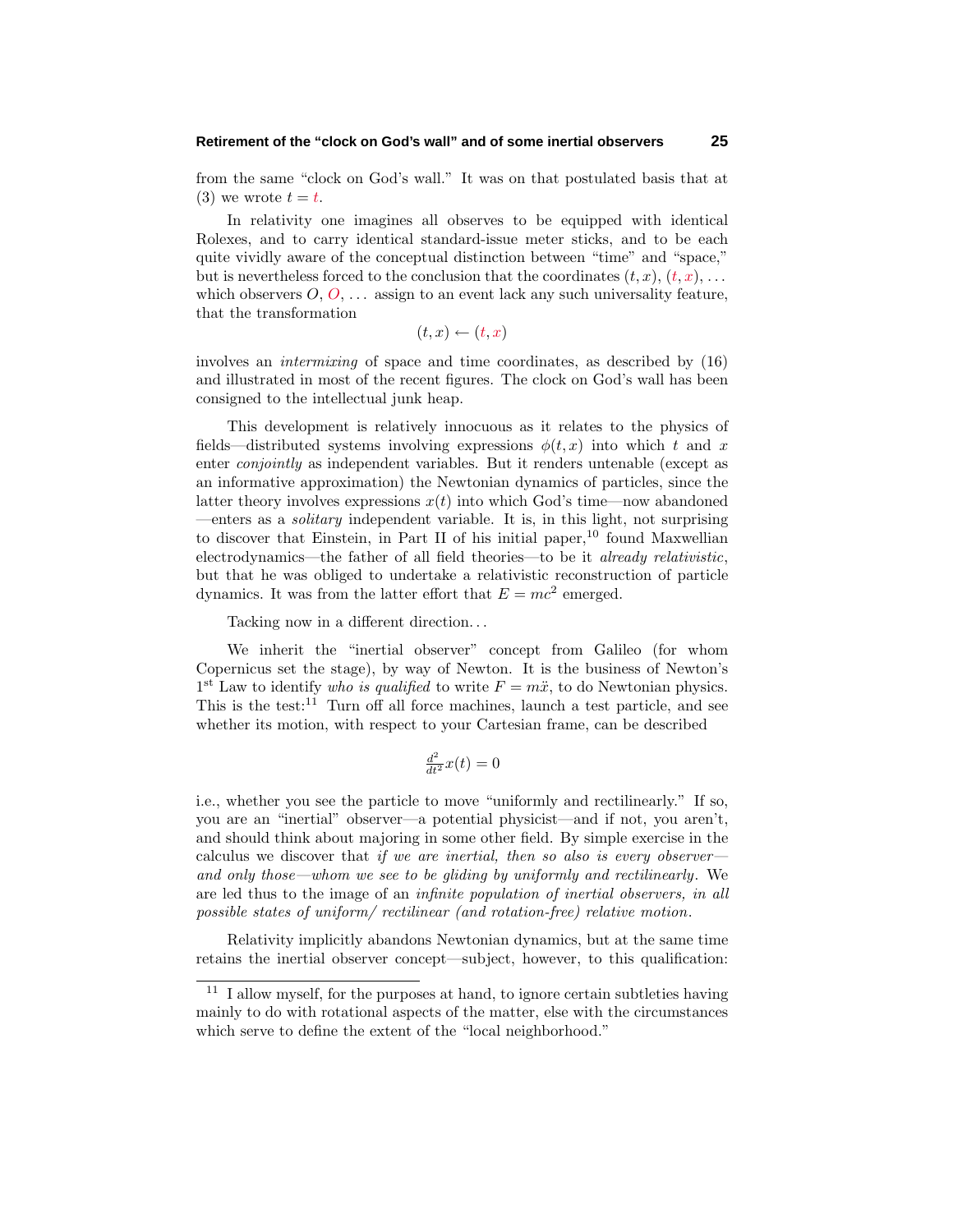from the same "clock on God's wall." It was on that postulated basis that at (3) we wrote $t = t$.

In relativity one imagines all observes to be equipped with identical Rolexes, and to carry identical standard-issue meter sticks, and to be each quite vividly aware of the conceptual distinction between "time" and "space," but is nevertheless forced to the conclusion that the coordinates $(t, x)$, $(t, x)$, ... which observers $O$, $O$, ... assign to an event lack any such universality feature, that the transformation

$$(t, x) \leftarrow (t, x)$$

involves an *intermixing* of space and time coordinates, as described by (16) and illustrated in most of the recent figures. The clock on God's wall has been consigned to the intellectual junk heap.

This development is relatively innocuous as it relates to the physics of fields—distributed systems involving expressions $\phi(t, x)$ into which $t$ and $x$ enter *conjointly* as independent variables. But it renders untenable (except as an informative approximation) the Newtonian dynamics of particles, since the latter theory involves expressions $x(t)$ into which God's time—now abandoned—enters as a *solitary* independent variable. It is, in this light, not surprising to discover that Einstein, in Part II of his initial paper,[10] found Maxwellian electrodynamics—the father of all field theories—to be it *already relativistic*, but that he was obliged to undertake a relativistic reconstruction of particle dynamics. It was from the latter effort that $E = mc^2$ emerged.

Tacking now in a different direction...

We inherit the "inertial observer" concept from Galileo (for whom Copernicus set the stage), by way of Newton. It is the business of Newton's 1[st] Law to identify *who is qualified* to write $F = m\ddot{x}$, to do Newtonian physics. This is the test:[11] Turn off all force machines, launch a test particle, and see whether its motion, with respect to your Cartesian frame, can be described

$$\tfrac{d^2}{dt^2}x(t) = 0$$

i.e., whether you see the particle to move "uniformly and rectilinearly." If so, you are an "inertial" observer—a potential physicist—and if not, you aren't, and should think about majoring in some other field. By simple exercise in the calculus we discover that *if we are inertial, then so also is every observer—and only those—whom we see to be gliding by uniformly and rectilinearly*. We are led thus to the image of an *infinite population of inertial observers, in all possible states of uniform/ rectilinear (and rotation-free) relative motion.*

Relativity implicitly abandons Newtonian dynamics, but at the same time retains the inertial observer concept—subject, however, to this qualification:

---

[11] I allow myself, for the purposes at hand, to ignore certain subtleties having mainly to do with rotational aspects of the matter, else with the circumstances which serve to define the extent of the "local neighborhood."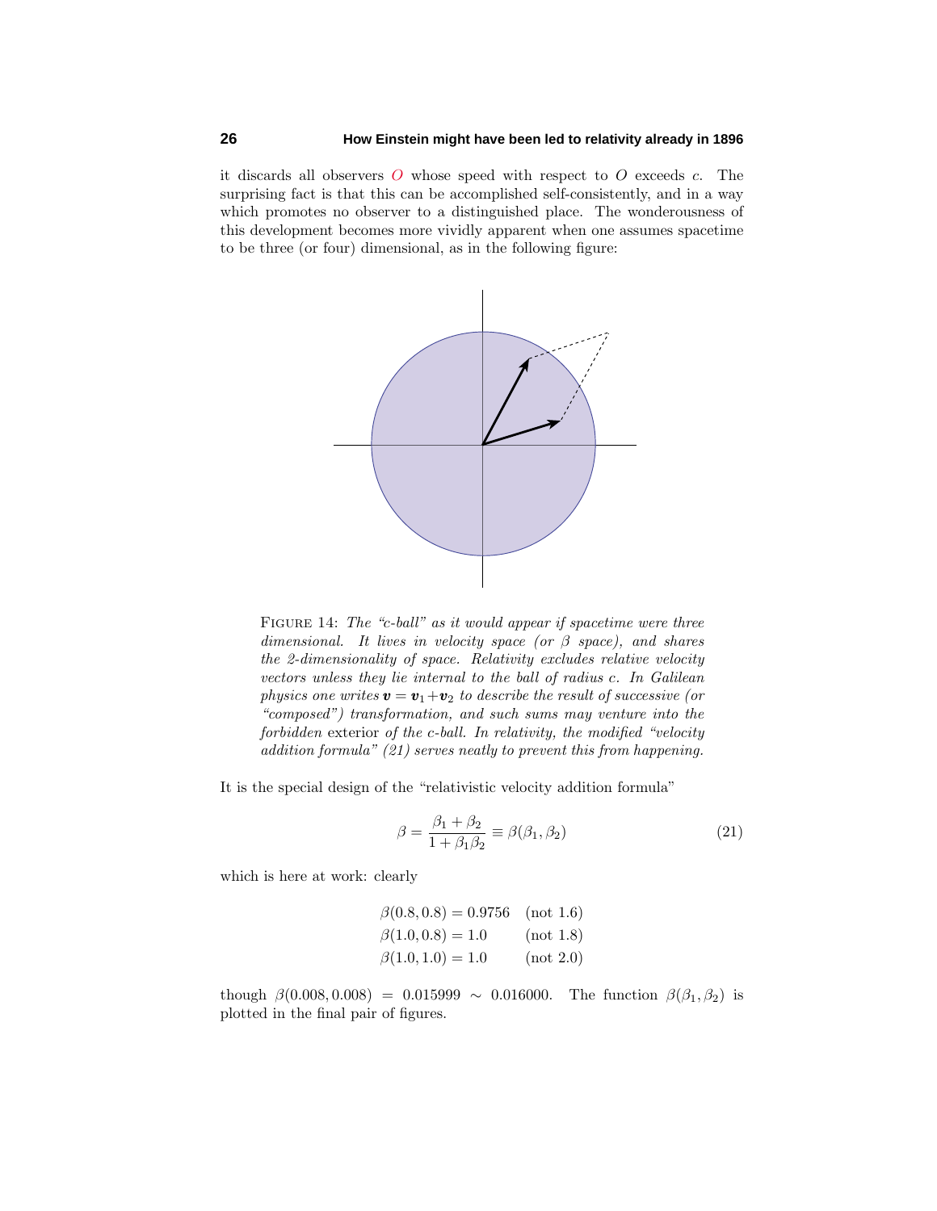it discards all observers $O$ whose speed with respect to $O$ exceeds $c$. The surprising fact is that this can be accomplished self-consistently, and in a way which promotes no observer to a distinguished place. The wonderousness of this development becomes more vividly apparent when one assumes spacetime to be three (or four) dimensional, as in the following figure:

FIGURE 14: *The "c-ball" as it would appear if spacetime were three dimensional. It lives in velocity space (or $\beta$ space), and shares the 2-dimensionality of space. Relativity excludes relative velocity vectors unless they lie internal to the ball of radius $c$. In Galilean physics one writes $\boldsymbol{v} = \boldsymbol{v}_1 + \boldsymbol{v}_2$ to describe the result of successive (or "composed") transformation, and such sums may venture into the forbidden* exterior *of the c-ball. In relativity, the modified "velocity addition formula" (21) serves neatly to prevent this from happening.*

It is the special design of the "relativistic velocity addition formula"

$$\beta = \frac{\beta_1 + \beta_2}{1 + \beta_1\beta_2} \equiv \beta(\beta_1, \beta_2) \tag{21}$$

which is here at work: clearly

$$\begin{aligned}
\beta(0.8, 0.8) &= 0.9756 \quad (\text{not } 1.6)\\
\beta(1.0, 0.8) &= 1.0 \qquad\;\; (\text{not } 1.8)\\
\beta(1.0, 1.0) &= 1.0 \qquad\;\; (\text{not } 2.0)
\end{aligned}$$

though $\beta(0.008, 0.008) = 0.015999 \sim 0.016000$. The function $\beta(\beta_1, \beta_2)$ is plotted in the final pair of figures.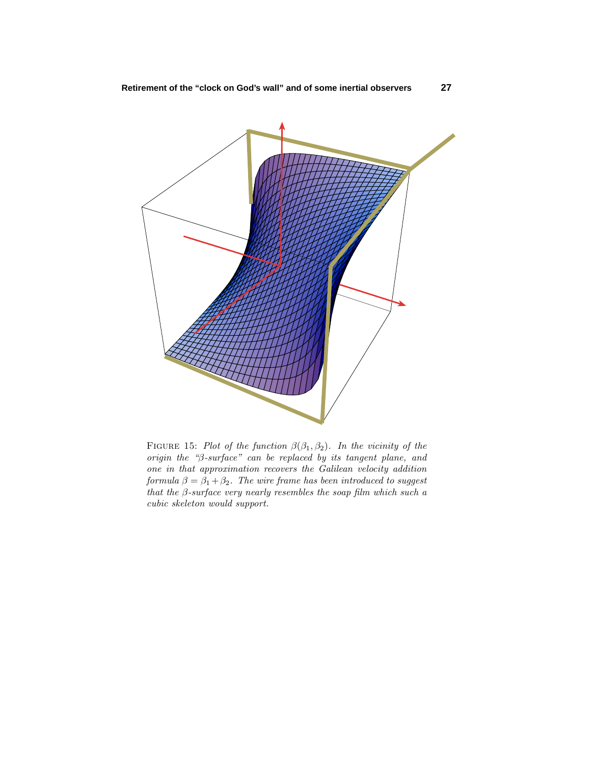FIGURE 15: *Plot of the function $\beta(\beta_1, \beta_2)$. In the vicinity of the origin the "$\beta$-surface" can be replaced by its tangent plane, and one in that approximation recovers the Galilean velocity addition formula $\beta = \beta_1 + \beta_2$. The wire frame has been introduced to suggest that the $\beta$-surface very nearly resembles the soap film which such a cubic skeleton would support.*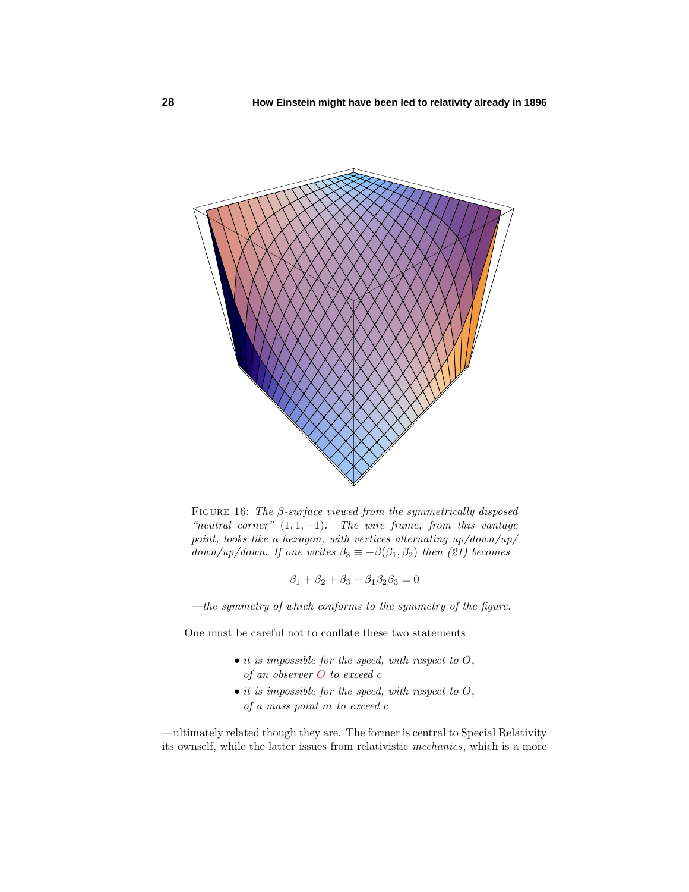FIGURE 16: *The β-surface viewed from the symmetrically disposed "neutral corner"* $(1, 1, -1)$. *The wire frame, from this vantage point, looks like a hexagon, with vertices alternating up/down/up/down/up/down. If one writes* $\beta_3 \equiv -\beta(\beta_1, \beta_2)$ *then (21) becomes*

$$\beta_1 + \beta_2 + \beta_3 + \beta_1\beta_2\beta_3 = 0$$

*—the symmetry of which conforms to the symmetry of the figure.*

One must be careful not to conflate these two statements

- *it is impossible for the speed, with respect to O, of an observer O to exceed c*
- *it is impossible for the speed, with respect to O, of a mass point m to exceed c*

—ultimately related though they are. The former is central to Special Relativity its ownself, while the latter issues from relativistic *mechanics*, which is a more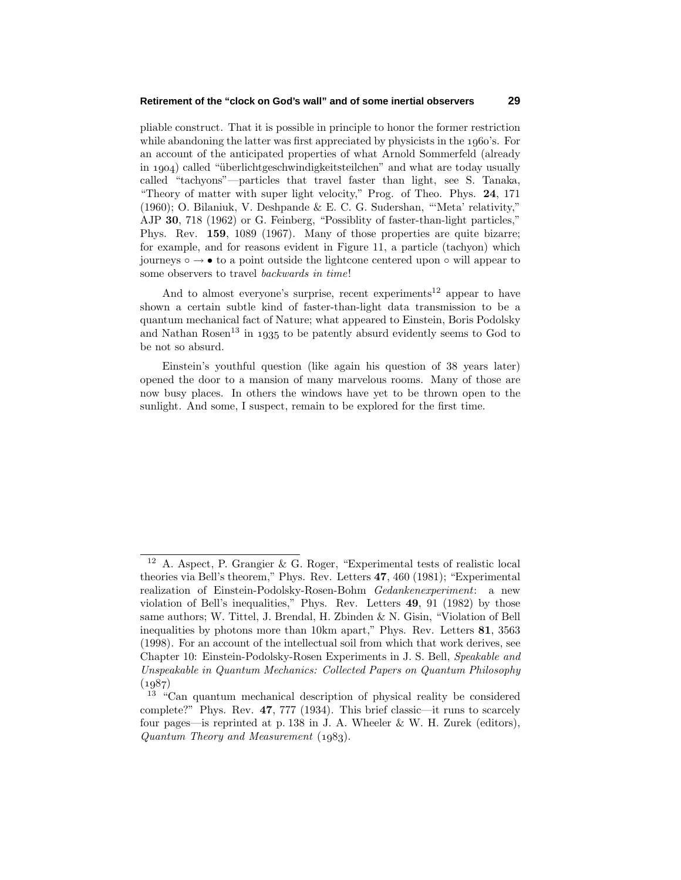pliable construct. That it is possible in principle to honor the former restriction while abandoning the latter was first appreciated by physicists in the 1960's. For an account of the anticipated properties of what Arnold Sommerfeld (already in 1904) called "überlichtgeschwindigkeitsteilchen" and what are today usually called "tachyons"—particles that travel faster than light, see S. Tanaka, "Theory of matter with super light velocity," Prog. of Theo. Phys. **24**, 171 (1960); O. Bilaniuk, V. Deshpande & E. C. G. Sudershan, "'Meta' relativity," AJP **30**, 718 (1962) or G. Feinberg, "Possiblity of faster-than-light particles," Phys. Rev. **159**, 1089 (1967). Many of those properties are quite bizarre; for example, and for reasons evident in Figure 11, a particle (tachyon) which journeys $\circ \rightarrow \bullet$ to a point outside the lightcone centered upon $\circ$ will appear to some observers to travel *backwards in time*!

And to almost everyone's surprise, recent experiments[12] appear to have shown a certain subtle kind of faster-than-light data transmission to be a quantum mechanical fact of Nature; what appeared to Einstein, Boris Podolsky and Nathan Rosen[13] in 1935 to be patently absurd evidently seems to God to be not so absurd.

Einstein's youthful question (like again his question of 38 years later) opened the door to a mansion of many marvelous rooms. Many of those are now busy places. In others the windows have yet to be thrown open to the sunlight. And some, I suspect, remain to be explored for the first time.

---

[12] A. Aspect, P. Grangier & G. Roger, "Experimental tests of realistic local theories via Bell's theorem," Phys. Rev. Letters **47**, 460 (1981); "Experimental realization of Einstein-Podolsky-Rosen-Bohm *Gedankenexperiment*: a new violation of Bell's inequalities," Phys. Rev. Letters **49**, 91 (1982) by those same authors; W. Tittel, J. Brendal, H. Zbinden & N. Gisin, "Violation of Bell inequalities by photons more than 10km apart," Phys. Rev. Letters **81**, 3563 (1998). For an account of the intellectual soil from which that work derives, see Chapter 10: Einstein-Podolsky-Rosen Experiments in J. S. Bell, *Speakable and Unspeakable in Quantum Mechanics: Collected Papers on Quantum Philosophy* (1987)

[13] "Can quantum mechanical description of physical reality be considered complete?" Phys. Rev. **47**, 777 (1934). This brief classic—it runs to scarcely four pages—is reprinted at p. 138 in J. A. Wheeler & W. H. Zurek (editors), *Quantum Theory and Measurement* (1983).